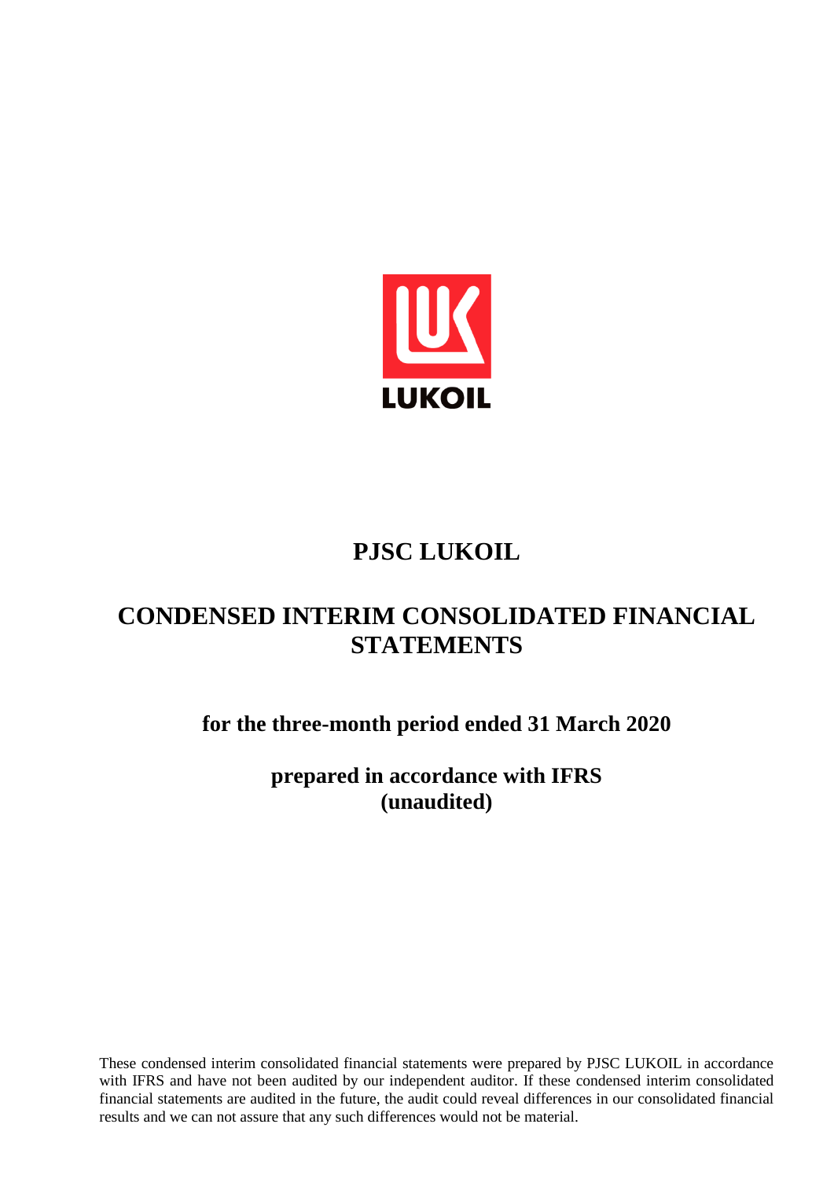LUKOIL

# PJSC LUKOIL

# CONDENSED INTERIM CONSOLIDATED FINANCIAL STATEMENTS

## for the three-month period ended 31 March 2020

## prepared in accordance with IFRS (unaudited)

These condensed interim consolidated financial statements were prepared by PJSC LUKOIL in accordance with IFRS and have not been audited by our independent auditor. If these condensed interim consolidated financial statements are audited in the future, the audit could reveal differences in our consolidated financial results and we can not assure that any such differences would not be material.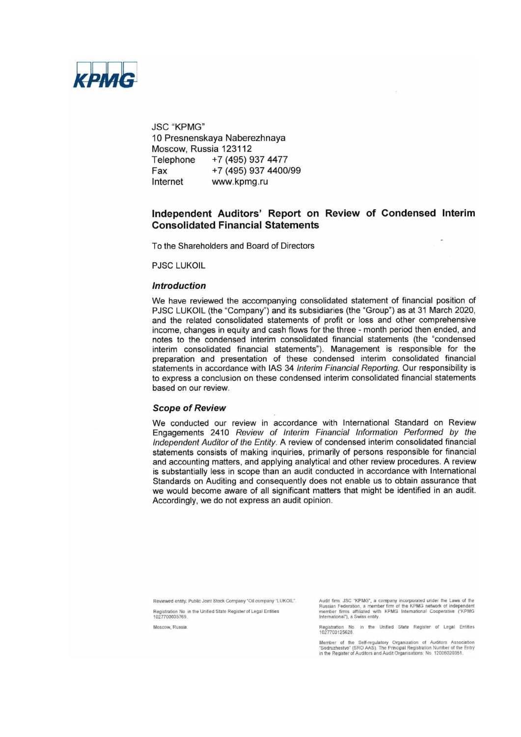JSC "KPMG"
10 Presnenskaya Naberezhnaya
Moscow, Russia 123112
Telephone +7 (495) 937 4477
Fax +7 (495) 937 4400/99
Internet www.kpmg.ru

## Independent Auditors' Report on Review of Condensed Interim Consolidated Financial Statements

To the Shareholders and Board of Directors

PJSC LUKOIL

### *Introduction*

We have reviewed the accompanying consolidated statement of financial position of PJSC LUKOIL (the "Company") and its subsidiaries (the "Group") as at 31 March 2020, and the related consolidated statements of profit or loss and other comprehensive income, changes in equity and cash flows for the three - month period then ended, and notes to the condensed interim consolidated financial statements (the "condensed interim consolidated financial statements"). Management is responsible for the preparation and presentation of these condensed interim consolidated financial statements in accordance with IAS 34 *Interim Financial Reporting.* Our responsibility is to express a conclusion on these condensed interim consolidated financial statements based on our review.

### *Scope of Review*

We conducted our review in accordance with International Standard on Review Engagements 2410 *Review of Interim Financial Information Performed by the Independent Auditor of the Entity.* A review of condensed interim consolidated financial statements consists of making inquiries, primarily of persons responsible for financial and accounting matters, and applying analytical and other review procedures. A review is substantially less in scope than an audit conducted in accordance with International Standards on Auditing and consequently does not enable us to obtain assurance that we would become aware of all significant matters that might be identified in an audit. Accordingly, we do not express an audit opinion.

Reviewed entity: Public Joint Stock Company "Oil company "LUKOIL".

Registration No. in the Unified State Register of Legal Entities 1027700035769.

Moscow, Russia.

Audit firm: JSC "KPMG", a company incorporated under the Laws of the Russian Federation, a member firm of the KPMG network of independent member firms affiliated with KPMG International Cooperative ("KPMG International"), a Swiss entity.

Registration No. in the Unified State Register of Legal Entities 1027700125628.

Member of the Self-regulatory Organization of Auditors Association "Sodruzhestvo" (SRO AAS). The Principal Registration Number of the Entry in the Register of Auditors and Audit Organisations: No. 12006020351.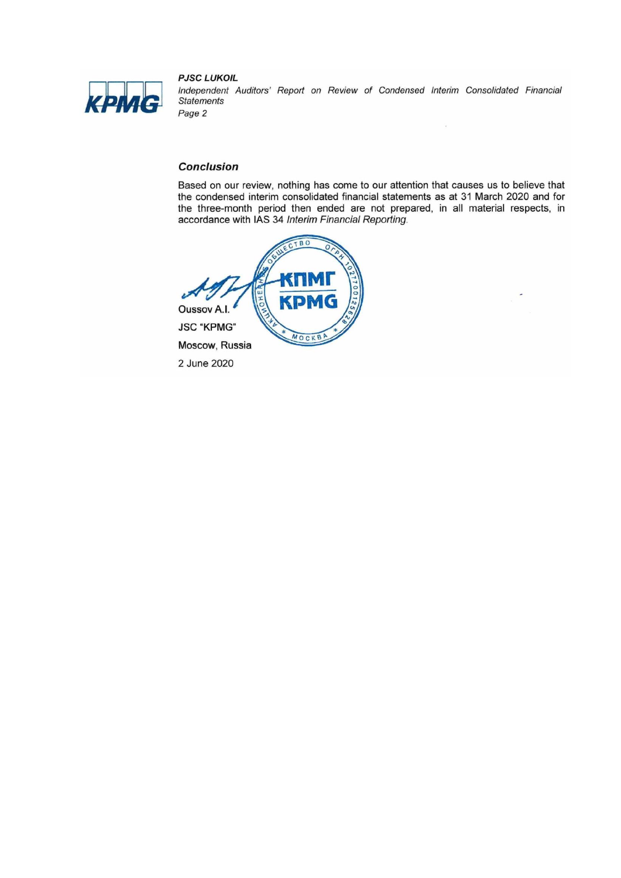## Conclusion

Based on our review, nothing has come to our attention that causes us to believe that the condensed interim consolidated financial statements as at 31 March 2020 and for the three-month period then ended are not prepared, in all material respects, in accordance with IAS 34 *Interim Financial Reporting*.

Oussov A.I.

JSC "KPMG"

Moscow, Russia

2 June 2020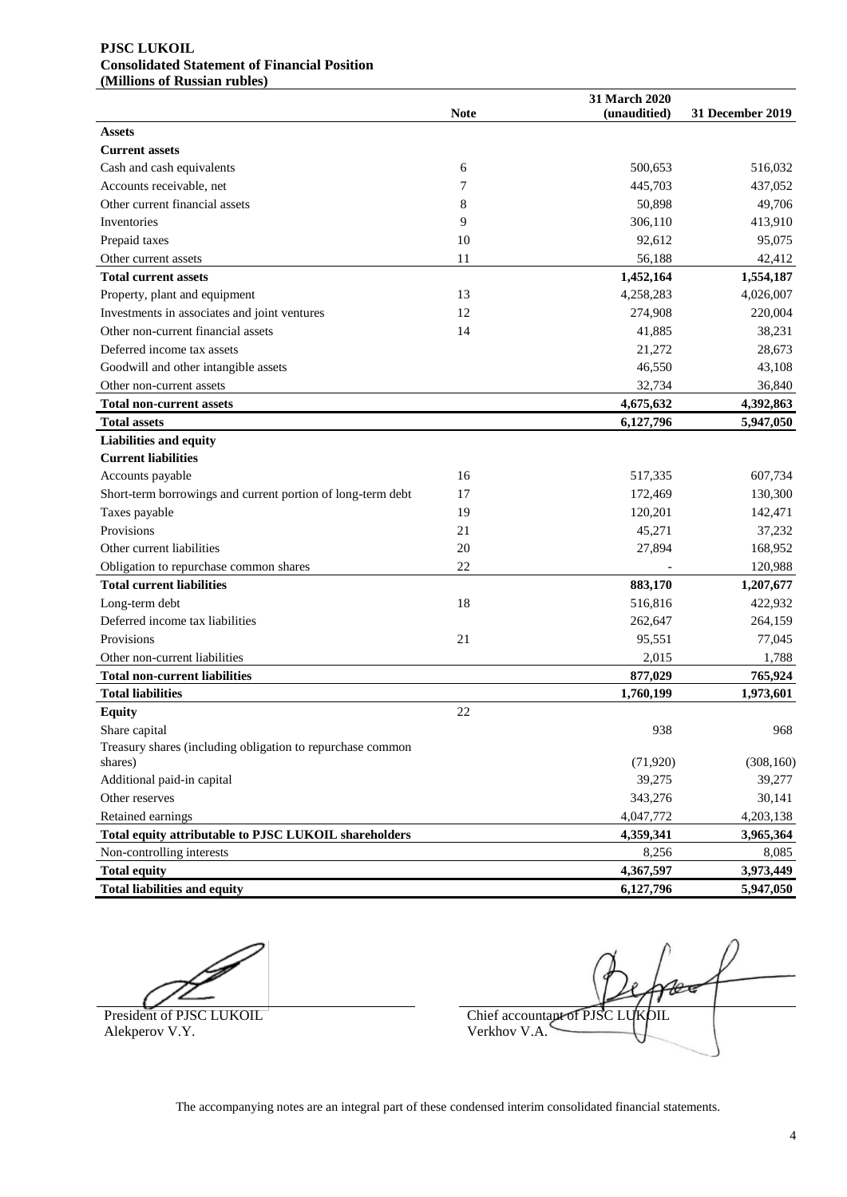**PJSC LUKOIL**
**Consolidated Statement of Financial Position**
**(Millions of Russian rubles)**

| | Note | 31 March 2020 (unaudited) | 31 December 2019 |
|---|---|---|---|
| **Assets** | | | |
| **Current assets** | | | |
| Cash and cash equivalents | 6 | 500,653 | 516,032 |
| Accounts receivable, net | 7 | 445,703 | 437,052 |
| Other current financial assets | 8 | 50,898 | 49,706 |
| Inventories | 9 | 306,110 | 413,910 |
| Prepaid taxes | 10 | 92,612 | 95,075 |
| Other current assets | 11 | 56,188 | 42,412 |
| **Total current assets** | | **1,452,164** | **1,554,187** |
| Property, plant and equipment | 13 | 4,258,283 | 4,026,007 |
| Investments in associates and joint ventures | 12 | 274,908 | 220,004 |
| Other non-current financial assets | 14 | 41,885 | 38,231 |
| Deferred income tax assets | | 21,272 | 28,673 |
| Goodwill and other intangible assets | | 46,550 | 43,108 |
| Other non-current assets | | 32,734 | 36,840 |
| **Total non-current assets** | | **4,675,632** | **4,392,863** |
| **Total assets** | | **6,127,796** | **5,947,050** |
| **Liabilities and equity** | | | |
| **Current liabilities** | | | |
| Accounts payable | 16 | 517,335 | 607,734 |
| Short-term borrowings and current portion of long-term debt | 17 | 172,469 | 130,300 |
| Taxes payable | 19 | 120,201 | 142,471 |
| Provisions | 21 | 45,271 | 37,232 |
| Other current liabilities | 20 | 27,894 | 168,952 |
| Obligation to repurchase common shares | 22 | - | 120,988 |
| **Total current liabilities** | | **883,170** | **1,207,677** |
| Long-term debt | 18 | 516,816 | 422,932 |
| Deferred income tax liabilities | | 262,647 | 264,159 |
| Provisions | 21 | 95,551 | 77,045 |
| Other non-current liabilities | | 2,015 | 1,788 |
| **Total non-current liabilities** | | **877,029** | **765,924** |
| **Total liabilities** | | **1,760,199** | **1,973,601** |
| **Equity** | 22 | | |
| Share capital | | 938 | 968 |
| Treasury shares (including obligation to repurchase common shares) | | (71,920) | (308,160) |
| Additional paid-in capital | | 39,275 | 39,277 |
| Other reserves | | 343,276 | 30,141 |
| Retained earnings | | 4,047,772 | 4,203,138 |
| **Total equity attributable to PJSC LUKOIL shareholders** | | **4,359,341** | **3,965,364** |
| Non-controlling interests | | 8,256 | 8,085 |
| **Total equity** | | **4,367,597** | **3,973,449** |
| **Total liabilities and equity** | | **6,127,796** | **5,947,050** |

President of PJSC LUKOIL
Alekperov V.Y.

Chief accountant of PJSC LUKOIL
Verkhov V.A.

The accompanying notes are an integral part of these condensed interim consolidated financial statements.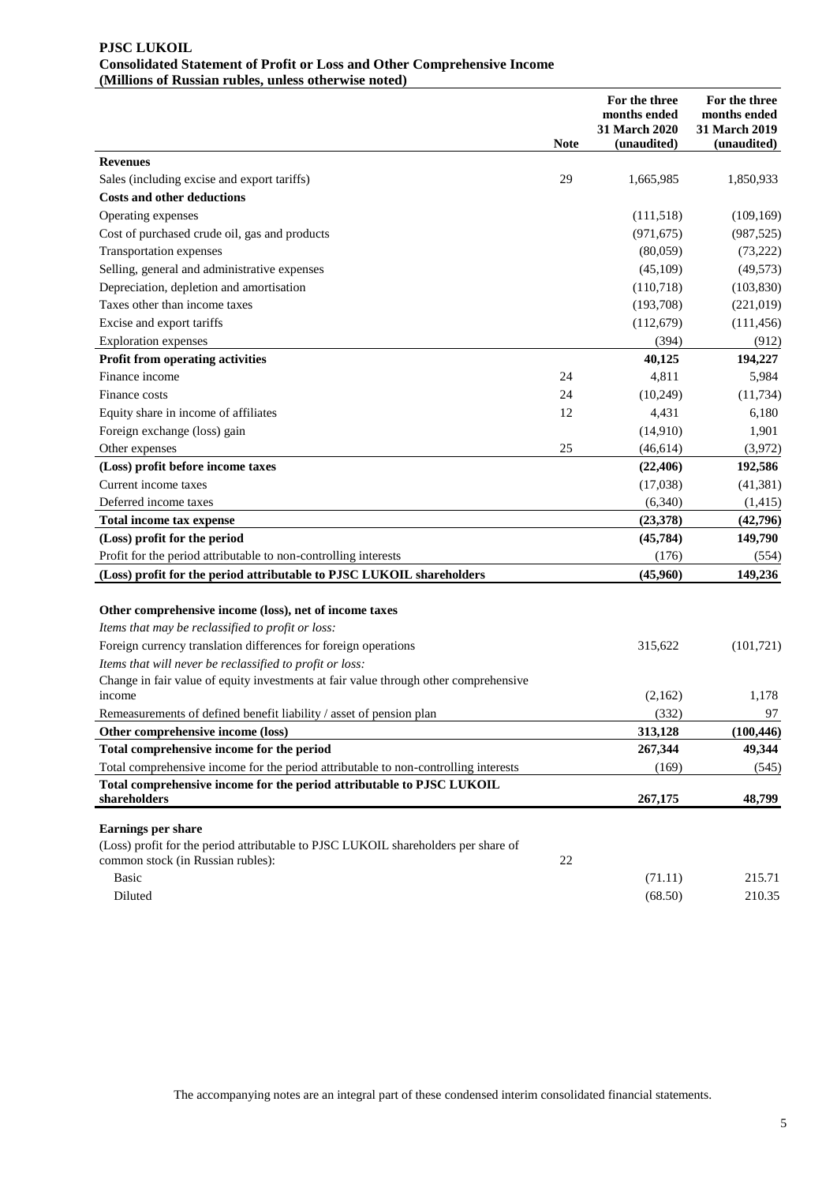**PJSC LUKOIL**
**Consolidated Statement of Profit or Loss and Other Comprehensive Income**
**(Millions of Russian rubles, unless otherwise noted)**

| | Note | For the three months ended 31 March 2020 (unaudited) | For the three months ended 31 March 2019 (unaudited) |
|---|---|---|---|
| **Revenues** | | | |
| Sales (including excise and export tariffs) | 29 | 1,665,985 | 1,850,933 |
| **Costs and other deductions** | | | |
| Operating expenses | | (111,518) | (109,169) |
| Cost of purchased crude oil, gas and products | | (971,675) | (987,525) |
| Transportation expenses | | (80,059) | (73,222) |
| Selling, general and administrative expenses | | (45,109) | (49,573) |
| Depreciation, depletion and amortisation | | (110,718) | (103,830) |
| Taxes other than income taxes | | (193,708) | (221,019) |
| Excise and export tariffs | | (112,679) | (111,456) |
| Exploration expenses | | (394) | (912) |
| **Profit from operating activities** | | **40,125** | **194,227** |
| Finance income | 24 | 4,811 | 5,984 |
| Finance costs | 24 | (10,249) | (11,734) |
| Equity share in income of affiliates | 12 | 4,431 | 6,180 |
| Foreign exchange (loss) gain | | (14,910) | 1,901 |
| Other expenses | 25 | (46,614) | (3,972) |
| **(Loss) profit before income taxes** | | **(22,406)** | **192,586** |
| Current income taxes | | (17,038) | (41,381) |
| Deferred income taxes | | (6,340) | (1,415) |
| **Total income tax expense** | | **(23,378)** | **(42,796)** |
| **(Loss) profit for the period** | | **(45,784)** | **149,790** |
| Profit for the period attributable to non-controlling interests | | (176) | (554) |
| **(Loss) profit for the period attributable to PJSC LUKOIL shareholders** | | **(45,960)** | **149,236** |
| | | | |
| **Other comprehensive income (loss), net of income taxes** | | | |
| *Items that may be reclassified to profit or loss:* | | | |
| Foreign currency translation differences for foreign operations | | 315,622 | (101,721) |
| *Items that will never be reclassified to profit or loss:* | | | |
| Change in fair value of equity investments at fair value through other comprehensive income | | (2,162) | 1,178 |
| Remeasurements of defined benefit liability / asset of pension plan | | (332) | 97 |
| **Other comprehensive income (loss)** | | **313,128** | **(100,446)** |
| **Total comprehensive income for the period** | | **267,344** | **49,344** |
| Total comprehensive income for the period attributable to non-controlling interests | | (169) | (545) |
| **Total comprehensive income for the period attributable to PJSC LUKOIL shareholders** | | **267,175** | **48,799** |
| | | | |
| **Earnings per share** | | | |
| (Loss) profit for the period attributable to PJSC LUKOIL shareholders per share of common stock (in Russian rubles): | 22 | | |
| Basic | | (71.11) | 215.71 |
| Diluted | | (68.50) | 210.35 |

The accompanying notes are an integral part of these condensed interim consolidated financial statements.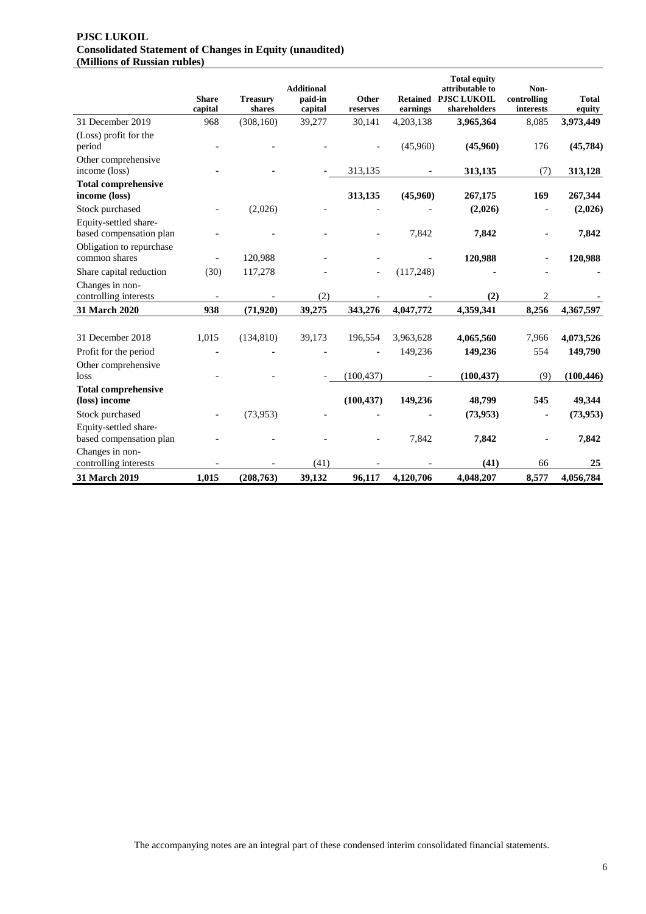**PJSC LUKOIL**
**Consolidated Statement of Changes in Equity (unaudited)**
**(Millions of Russian rubles)**

| | Share capital | Treasury shares | Additional paid-in capital | Other reserves | Retained earnings | Total equity attributable to PJSC LUKOIL shareholders | Non-controlling interests | Total equity |
|---|---|---|---|---|---|---|---|---|
| 31 December 2019 | 968 | (308,160) | 39,277 | 30,141 | 4,203,138 | **3,965,364** | 8,085 | **3,973,449** |
| (Loss) profit for the period | - | - | - | - | (45,960) | **(45,960)** | 176 | **(45,784)** |
| Other comprehensive income (loss) | - | - | - | 313,135 | - | **313,135** | (7) | **313,128** |
| **Total comprehensive income (loss)** | | | | **313,135** | **(45,960)** | **267,175** | **169** | **267,344** |
| Stock purchased | - | (2,026) | - | - | - | **(2,026)** | - | **(2,026)** |
| Equity-settled share-based compensation plan | - | - | - | - | 7,842 | **7,842** | - | **7,842** |
| Obligation to repurchase common shares | - | 120,988 | - | - | - | **120,988** | - | **120,988** |
| Share capital reduction | (30) | 117,278 | - | - | (117,248) | **-** | - | **-** |
| Changes in non-controlling interests | - | - | (2) | - | - | **(2)** | 2 | **-** |
| **31 March 2020** | **938** | **(71,920)** | **39,275** | **343,276** | **4,047,772** | **4,359,341** | **8,256** | **4,367,597** |
| | | | | | | | | |
| 31 December 2018 | 1,015 | (134,810) | 39,173 | 196,554 | 3,963,628 | **4,065,560** | 7,966 | **4,073,526** |
| Profit for the period | - | - | - | - | 149,236 | **149,236** | 554 | **149,790** |
| Other comprehensive loss | - | - | - | (100,437) | - | **(100,437)** | (9) | **(100,446)** |
| **Total comprehensive (loss) income** | | | | **(100,437)** | **149,236** | **48,799** | **545** | **49,344** |
| Stock purchased | - | (73,953) | - | - | - | **(73,953)** | - | **(73,953)** |
| Equity-settled share-based compensation plan | - | - | - | - | 7,842 | **7,842** | - | **7,842** |
| Changes in non-controlling interests | - | - | (41) | - | - | **(41)** | 66 | **25** |
| **31 March 2019** | **1,015** | **(208,763)** | **39,132** | **96,117** | **4,120,706** | **4,048,207** | **8,577** | **4,056,784** |

The accompanying notes are an integral part of these condensed interim consolidated financial statements.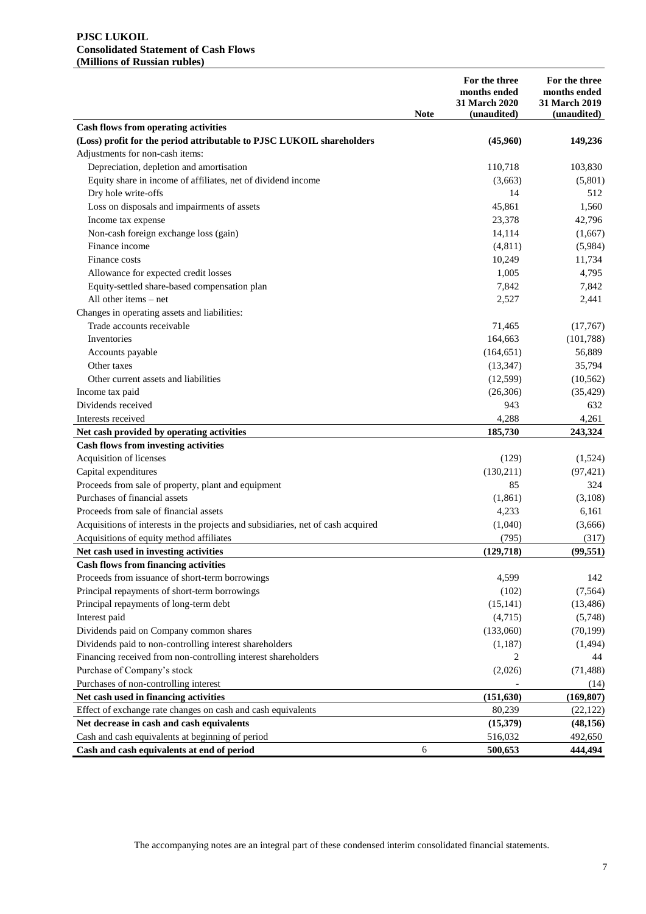**PJSC LUKOIL**
**Consolidated Statement of Cash Flows**
**(Millions of Russian rubles)**

| | Note | For the three months ended 31 March 2020 (unaudited) | For the three months ended 31 March 2019 (unaudited) |
|---|---|---|---|
| **Cash flows from operating activities** | | | |
| **(Loss) profit for the period attributable to PJSC LUKOIL shareholders** | | **(45,960)** | **149,236** |
| Adjustments for non-cash items: | | | |
| Depreciation, depletion and amortisation | | 110,718 | 103,830 |
| Equity share in income of affiliates, net of dividend income | | (3,663) | (5,801) |
| Dry hole write-offs | | 14 | 512 |
| Loss on disposals and impairments of assets | | 45,861 | 1,560 |
| Income tax expense | | 23,378 | 42,796 |
| Non-cash foreign exchange loss (gain) | | 14,114 | (1,667) |
| Finance income | | (4,811) | (5,984) |
| Finance costs | | 10,249 | 11,734 |
| Allowance for expected credit losses | | 1,005 | 4,795 |
| Equity-settled share-based compensation plan | | 7,842 | 7,842 |
| All other items – net | | 2,527 | 2,441 |
| Changes in operating assets and liabilities: | | | |
| Trade accounts receivable | | 71,465 | (17,767) |
| Inventories | | 164,663 | (101,788) |
| Accounts payable | | (164,651) | 56,889 |
| Other taxes | | (13,347) | 35,794 |
| Other current assets and liabilities | | (12,599) | (10,562) |
| Income tax paid | | (26,306) | (35,429) |
| Dividends received | | 943 | 632 |
| Interests received | | 4,288 | 4,261 |
| **Net cash provided by operating activities** | | **185,730** | **243,324** |
| **Cash flows from investing activities** | | | |
| Acquisition of licenses | | (129) | (1,524) |
| Capital expenditures | | (130,211) | (97,421) |
| Proceeds from sale of property, plant and equipment | | 85 | 324 |
| Purchases of financial assets | | (1,861) | (3,108) |
| Proceeds from sale of financial assets | | 4,233 | 6,161 |
| Acquisitions of interests in the projects and subsidiaries, net of cash acquired | | (1,040) | (3,666) |
| Acquisitions of equity method affiliates | | (795) | (317) |
| **Net cash used in investing activities** | | **(129,718)** | **(99,551)** |
| **Cash flows from financing activities** | | | |
| Proceeds from issuance of short-term borrowings | | 4,599 | 142 |
| Principal repayments of short-term borrowings | | (102) | (7,564) |
| Principal repayments of long-term debt | | (15,141) | (13,486) |
| Interest paid | | (4,715) | (5,748) |
| Dividends paid on Company common shares | | (133,060) | (70,199) |
| Dividends paid to non-controlling interest shareholders | | (1,187) | (1,494) |
| Financing received from non-controlling interest shareholders | | 2 | 44 |
| Purchase of Company's stock | | (2,026) | (71,488) |
| Purchases of non-controlling interest | | - | (14) |
| **Net cash used in financing activities** | | **(151,630)** | **(169,807)** |
| Effect of exchange rate changes on cash and cash equivalents | | 80,239 | (22,122) |
| **Net decrease in cash and cash equivalents** | | **(15,379)** | **(48,156)** |
| Cash and cash equivalents at beginning of period | | 516,032 | 492,650 |
| **Cash and cash equivalents at end of period** | 6 | **500,653** | **444,494** |

The accompanying notes are an integral part of these condensed interim consolidated financial statements.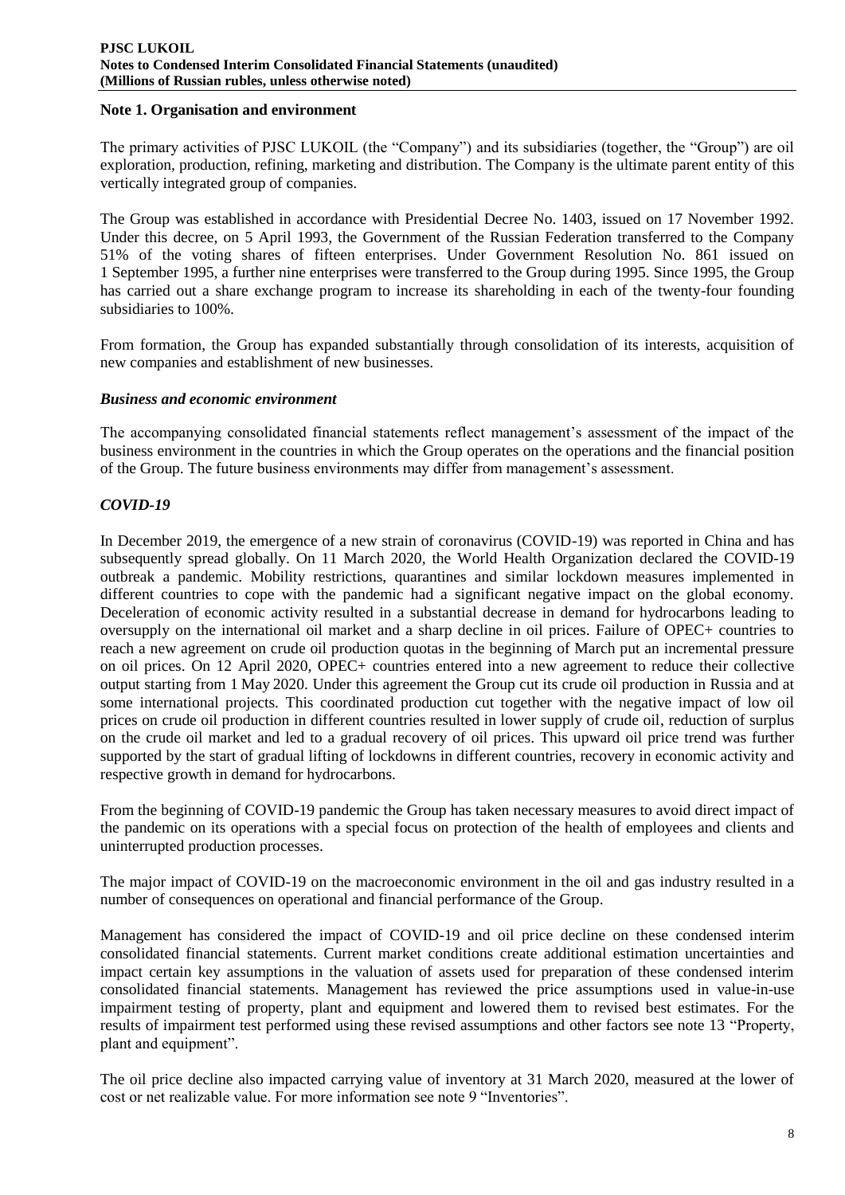## Note 1. Organisation and environment

The primary activities of PJSC LUKOIL (the "Company") and its subsidiaries (together, the "Group") are oil exploration, production, refining, marketing and distribution. The Company is the ultimate parent entity of this vertically integrated group of companies.

The Group was established in accordance with Presidential Decree No. 1403, issued on 17 November 1992. Under this decree, on 5 April 1993, the Government of the Russian Federation transferred to the Company 51% of the voting shares of fifteen enterprises. Under Government Resolution No. 861 issued on 1 September 1995, a further nine enterprises were transferred to the Group during 1995. Since 1995, the Group has carried out a share exchange program to increase its shareholding in each of the twenty-four founding subsidiaries to 100%.

From formation, the Group has expanded substantially through consolidation of its interests, acquisition of new companies and establishment of new businesses.

### *Business and economic environment*

The accompanying consolidated financial statements reflect management's assessment of the impact of the business environment in the countries in which the Group operates on the operations and the financial position of the Group. The future business environments may differ from management's assessment.

### *COVID-19*

In December 2019, the emergence of a new strain of coronavirus (COVID-19) was reported in China and has subsequently spread globally. On 11 March 2020, the World Health Organization declared the COVID-19 outbreak a pandemic. Mobility restrictions, quarantines and similar lockdown measures implemented in different countries to cope with the pandemic had a significant negative impact on the global economy. Deceleration of economic activity resulted in a substantial decrease in demand for hydrocarbons leading to oversupply on the international oil market and a sharp decline in oil prices. Failure of OPEC+ countries to reach a new agreement on crude oil production quotas in the beginning of March put an incremental pressure on oil prices. On 12 April 2020, OPEC+ countries entered into a new agreement to reduce their collective output starting from 1 May 2020. Under this agreement the Group cut its crude oil production in Russia and at some international projects. This coordinated production cut together with the negative impact of low oil prices on crude oil production in different countries resulted in lower supply of crude oil, reduction of surplus on the crude oil market and led to a gradual recovery of oil prices. This upward oil price trend was further supported by the start of gradual lifting of lockdowns in different countries, recovery in economic activity and respective growth in demand for hydrocarbons.

From the beginning of COVID-19 pandemic the Group has taken necessary measures to avoid direct impact of the pandemic on its operations with a special focus on protection of the health of employees and clients and uninterrupted production processes.

The major impact of COVID-19 on the macroeconomic environment in the oil and gas industry resulted in a number of consequences on operational and financial performance of the Group.

Management has considered the impact of COVID-19 and oil price decline on these condensed interim consolidated financial statements. Current market conditions create additional estimation uncertainties and impact certain key assumptions in the valuation of assets used for preparation of these condensed interim consolidated financial statements. Management has reviewed the price assumptions used in value-in-use impairment testing of property, plant and equipment and lowered them to revised best estimates. For the results of impairment test performed using these revised assumptions and other factors see note 13 "Property, plant and equipment".

The oil price decline also impacted carrying value of inventory at 31 March 2020, measured at the lower of cost or net realizable value. For more information see note 9 "Inventories".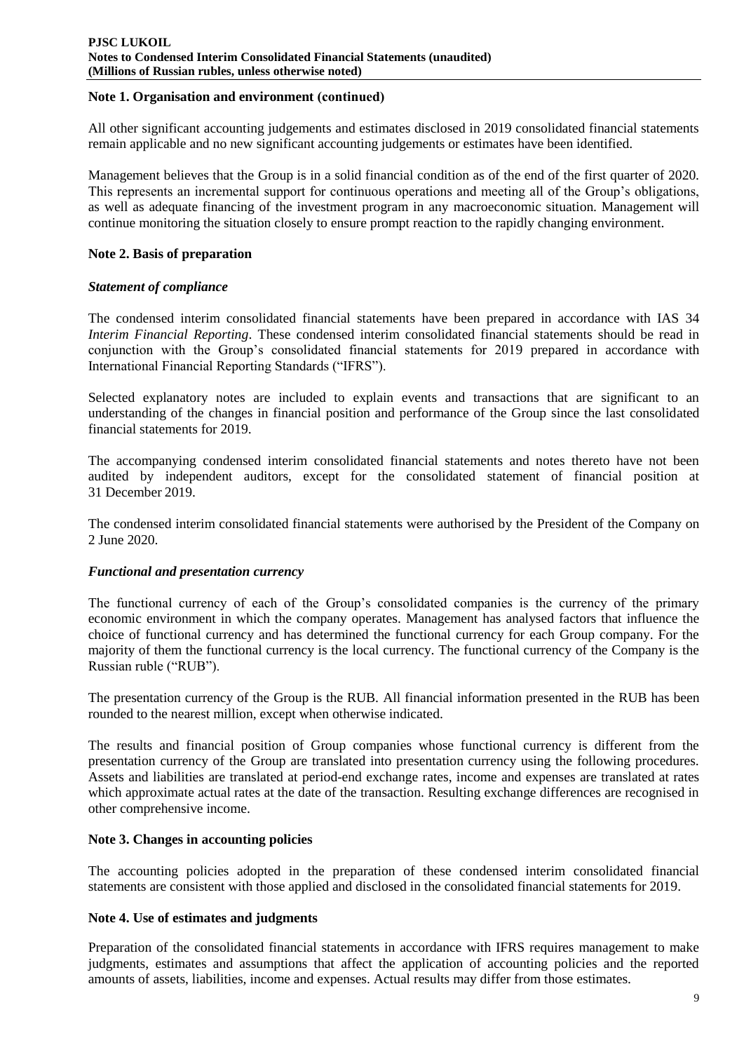## Note 1. Organisation and environment (continued)

All other significant accounting judgements and estimates disclosed in 2019 consolidated financial statements remain applicable and no new significant accounting judgements or estimates have been identified.

Management believes that the Group is in a solid financial condition as of the end of the first quarter of 2020. This represents an incremental support for continuous operations and meeting all of the Group's obligations, as well as adequate financing of the investment program in any macroeconomic situation. Management will continue monitoring the situation closely to ensure prompt reaction to the rapidly changing environment.

## Note 2. Basis of preparation

### *Statement of compliance*

The condensed interim consolidated financial statements have been prepared in accordance with IAS 34 *Interim Financial Reporting*. These condensed interim consolidated financial statements should be read in conjunction with the Group's consolidated financial statements for 2019 prepared in accordance with International Financial Reporting Standards ("IFRS").

Selected explanatory notes are included to explain events and transactions that are significant to an understanding of the changes in financial position and performance of the Group since the last consolidated financial statements for 2019.

The accompanying condensed interim consolidated financial statements and notes thereto have not been audited by independent auditors, except for the consolidated statement of financial position at 31 December 2019.

The condensed interim consolidated financial statements were authorised by the President of the Company on 2 June 2020.

### *Functional and presentation currency*

The functional currency of each of the Group's consolidated companies is the currency of the primary economic environment in which the company operates. Management has analysed factors that influence the choice of functional currency and has determined the functional currency for each Group company. For the majority of them the functional currency is the local currency. The functional currency of the Company is the Russian ruble ("RUB").

The presentation currency of the Group is the RUB. All financial information presented in the RUB has been rounded to the nearest million, except when otherwise indicated.

The results and financial position of Group companies whose functional currency is different from the presentation currency of the Group are translated into presentation currency using the following procedures. Assets and liabilities are translated at period-end exchange rates, income and expenses are translated at rates which approximate actual rates at the date of the transaction. Resulting exchange differences are recognised in other comprehensive income.

## Note 3. Changes in accounting policies

The accounting policies adopted in the preparation of these condensed interim consolidated financial statements are consistent with those applied and disclosed in the consolidated financial statements for 2019.

## Note 4. Use of estimates and judgments

Preparation of the consolidated financial statements in accordance with IFRS requires management to make judgments, estimates and assumptions that affect the application of accounting policies and the reported amounts of assets, liabilities, income and expenses. Actual results may differ from those estimates.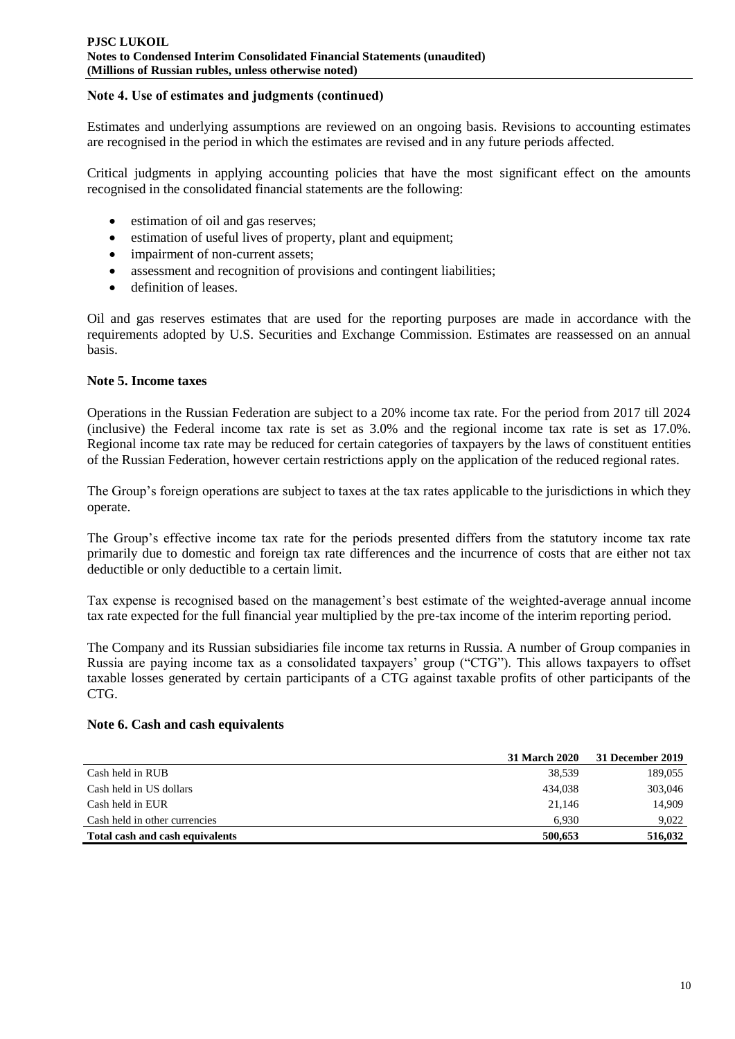## Note 4. Use of estimates and judgments (continued)

Estimates and underlying assumptions are reviewed on an ongoing basis. Revisions to accounting estimates are recognised in the period in which the estimates are revised and in any future periods affected.

Critical judgments in applying accounting policies that have the most significant effect on the amounts recognised in the consolidated financial statements are the following:

- estimation of oil and gas reserves;
- estimation of useful lives of property, plant and equipment;
- impairment of non-current assets;
- assessment and recognition of provisions and contingent liabilities;
- definition of leases.

Oil and gas reserves estimates that are used for the reporting purposes are made in accordance with the requirements adopted by U.S. Securities and Exchange Commission. Estimates are reassessed on an annual basis.

## Note 5. Income taxes

Operations in the Russian Federation are subject to a 20% income tax rate. For the period from 2017 till 2024 (inclusive) the Federal income tax rate is set as 3.0% and the regional income tax rate is set as 17.0%. Regional income tax rate may be reduced for certain categories of taxpayers by the laws of constituent entities of the Russian Federation, however certain restrictions apply on the application of the reduced regional rates.

The Group's foreign operations are subject to taxes at the tax rates applicable to the jurisdictions in which they operate.

The Group's effective income tax rate for the periods presented differs from the statutory income tax rate primarily due to domestic and foreign tax rate differences and the incurrence of costs that are either not tax deductible or only deductible to a certain limit.

Tax expense is recognised based on the management's best estimate of the weighted-average annual income tax rate expected for the full financial year multiplied by the pre-tax income of the interim reporting period.

The Company and its Russian subsidiaries file income tax returns in Russia. A number of Group companies in Russia are paying income tax as a consolidated taxpayers' group ("CTG"). This allows taxpayers to offset taxable losses generated by certain participants of a CTG against taxable profits of other participants of the CTG.

## Note 6. Cash and cash equivalents

| | 31 March 2020 | 31 December 2019 |
|---|---|---|
| Cash held in RUB | 38,539 | 189,055 |
| Cash held in US dollars | 434,038 | 303,046 |
| Cash held in EUR | 21,146 | 14,909 |
| Cash held in other currencies | 6,930 | 9,022 |
| **Total cash and cash equivalents** | **500,653** | **516,032** |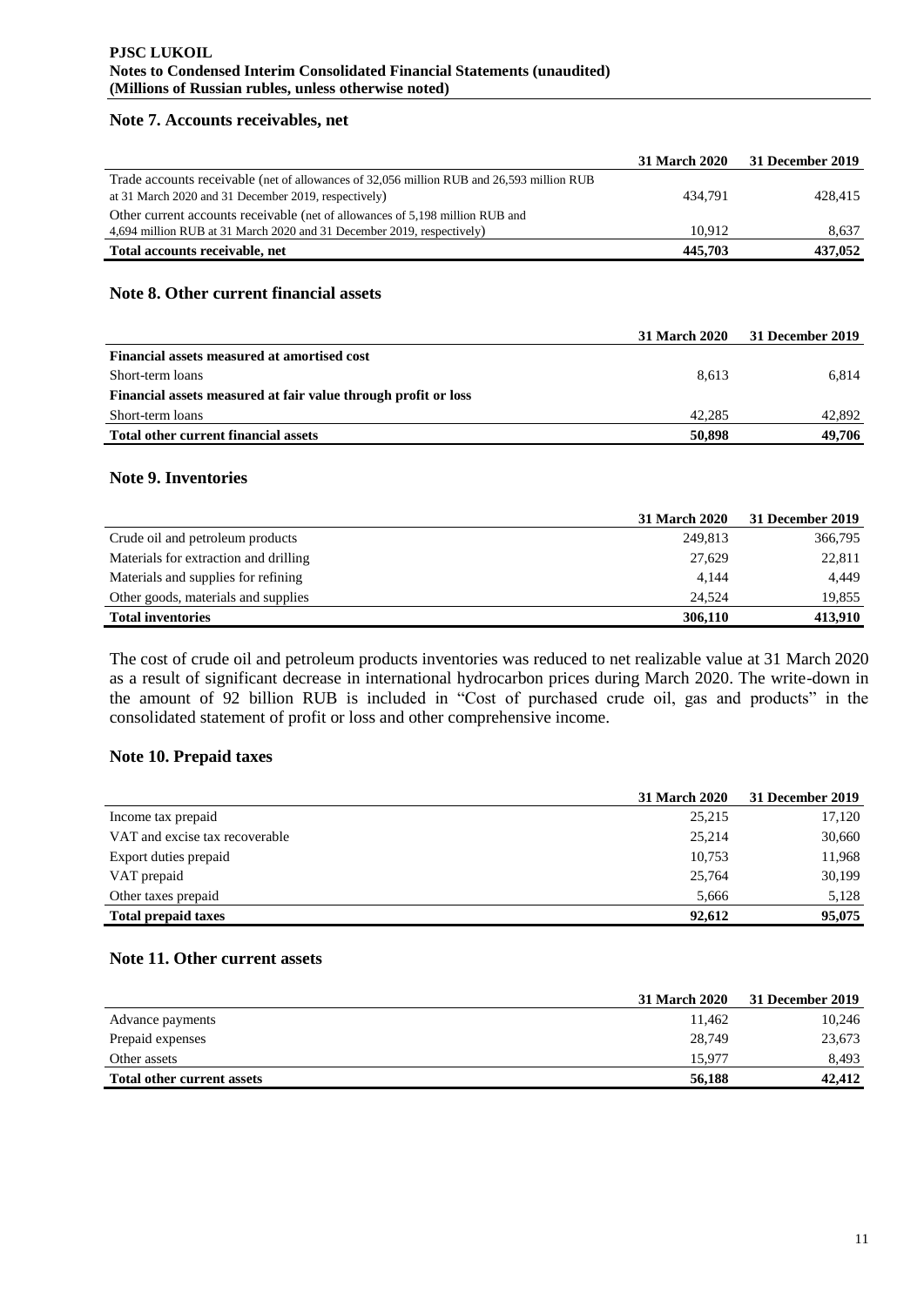## Note 7. Accounts receivables, net

| | 31 March 2020 | 31 December 2019 |
|---|---|---|
| Trade accounts receivable (net of allowances of 32,056 million RUB and 26,593 million RUB at 31 March 2020 and 31 December 2019, respectively) | 434,791 | 428,415 |
| Other current accounts receivable (net of allowances of 5,198 million RUB and 4,694 million RUB at 31 March 2020 and 31 December 2019, respectively) | 10,912 | 8,637 |
| **Total accounts receivable, net** | **445,703** | **437,052** |

## Note 8. Other current financial assets

| | 31 March 2020 | 31 December 2019 |
|---|---|---|
| **Financial assets measured at amortised cost** | | |
| Short-term loans | 8,613 | 6,814 |
| **Financial assets measured at fair value through profit or loss** | | |
| Short-term loans | 42,285 | 42,892 |
| **Total other current financial assets** | **50,898** | **49,706** |

## Note 9. Inventories

| | 31 March 2020 | 31 December 2019 |
|---|---|---|
| Crude oil and petroleum products | 249,813 | 366,795 |
| Materials for extraction and drilling | 27,629 | 22,811 |
| Materials and supplies for refining | 4,144 | 4,449 |
| Other goods, materials and supplies | 24,524 | 19,855 |
| **Total inventories** | **306,110** | **413,910** |

The cost of crude oil and petroleum products inventories was reduced to net realizable value at 31 March 2020 as a result of significant decrease in international hydrocarbon prices during March 2020. The write-down in the amount of 92 billion RUB is included in "Cost of purchased crude oil, gas and products" in the consolidated statement of profit or loss and other comprehensive income.

## Note 10. Prepaid taxes

| | 31 March 2020 | 31 December 2019 |
|---|---|---|
| Income tax prepaid | 25,215 | 17,120 |
| VAT and excise tax recoverable | 25,214 | 30,660 |
| Export duties prepaid | 10,753 | 11,968 |
| VAT prepaid | 25,764 | 30,199 |
| Other taxes prepaid | 5,666 | 5,128 |
| **Total prepaid taxes** | **92,612** | **95,075** |

## Note 11. Other current assets

| | 31 March 2020 | 31 December 2019 |
|---|---|---|
| Advance payments | 11,462 | 10,246 |
| Prepaid expenses | 28,749 | 23,673 |
| Other assets | 15,977 | 8,493 |
| **Total other current assets** | **56,188** | **42,412** |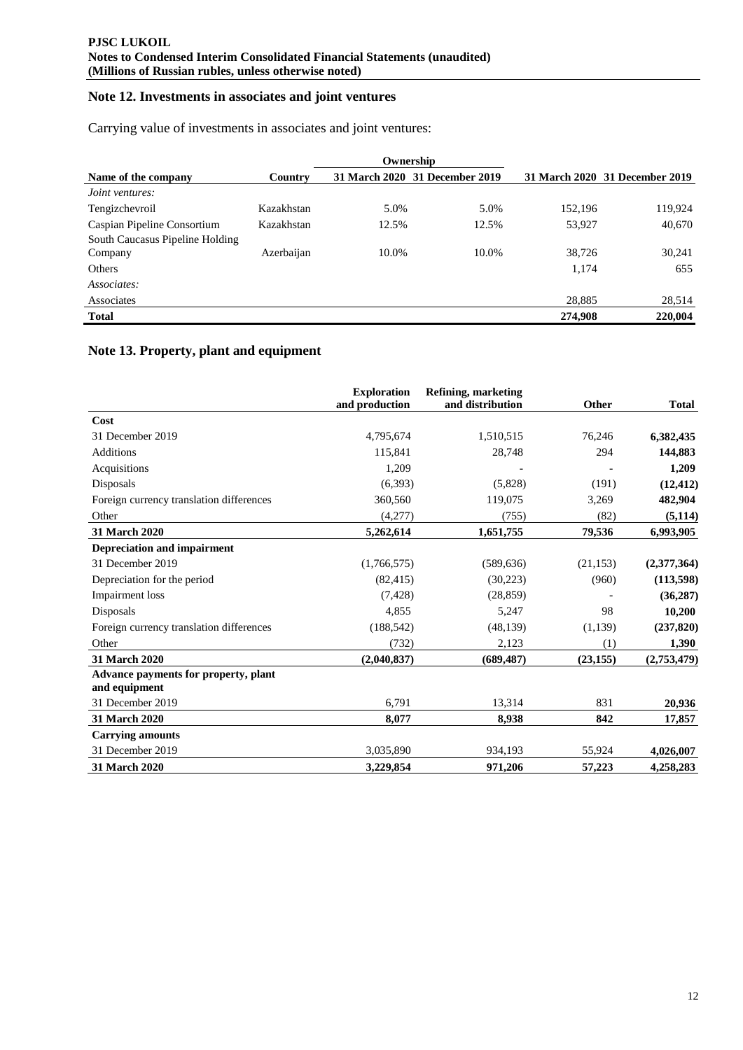## Note 12. Investments in associates and joint ventures

Carrying value of investments in associates and joint ventures:

| Name of the company | Country | Ownership | | | |
|---|---|---|---|---|---|
| | | 31 March 2020 | 31 December 2019 | 31 March 2020 | 31 December 2019 |
| *Joint ventures:* | | | | | |
| Tengizchevroil | Kazakhstan | 5.0% | 5.0% | 152,196 | 119,924 |
| Caspian Pipeline Consortium | Kazakhstan | 12.5% | 12.5% | 53,927 | 40,670 |
| South Caucasus Pipeline Holding Company | Azerbaijan | 10.0% | 10.0% | 38,726 | 30,241 |
| Others | | | | 1,174 | 655 |
| *Associates:* | | | | | |
| Associates | | | | 28,885 | 28,514 |
| **Total** | | | | **274,908** | **220,004** |

## Note 13. Property, plant and equipment

| | Exploration and production | Refining, marketing and distribution | Other | Total |
|---|---|---|---|---|
| **Cost** | | | | |
| 31 December 2019 | 4,795,674 | 1,510,515 | 76,246 | **6,382,435** |
| Additions | 115,841 | 28,748 | 294 | **144,883** |
| Acquisitions | 1,209 | - | - | **1,209** |
| Disposals | (6,393) | (5,828) | (191) | **(12,412)** |
| Foreign currency translation differences | 360,560 | 119,075 | 3,269 | **482,904** |
| Other | (4,277) | (755) | (82) | **(5,114)** |
| **31 March 2020** | **5,262,614** | **1,651,755** | **79,536** | **6,993,905** |
| **Depreciation and impairment** | | | | |
| 31 December 2019 | (1,766,575) | (589,636) | (21,153) | **(2,377,364)** |
| Depreciation for the period | (82,415) | (30,223) | (960) | **(113,598)** |
| Impairment loss | (7,428) | (28,859) | - | **(36,287)** |
| Disposals | 4,855 | 5,247 | 98 | **10,200** |
| Foreign currency translation differences | (188,542) | (48,139) | (1,139) | **(237,820)** |
| Other | (732) | 2,123 | (1) | **1,390** |
| **31 March 2020** | **(2,040,837)** | **(689,487)** | **(23,155)** | **(2,753,479)** |
| **Advance payments for property, plant and equipment** | | | | |
| 31 December 2019 | 6,791 | 13,314 | 831 | **20,936** |
| **31 March 2020** | **8,077** | **8,938** | **842** | **17,857** |
| **Carrying amounts** | | | | |
| 31 December 2019 | 3,035,890 | 934,193 | 55,924 | **4,026,007** |
| **31 March 2020** | **3,229,854** | **971,206** | **57,223** | **4,258,283** |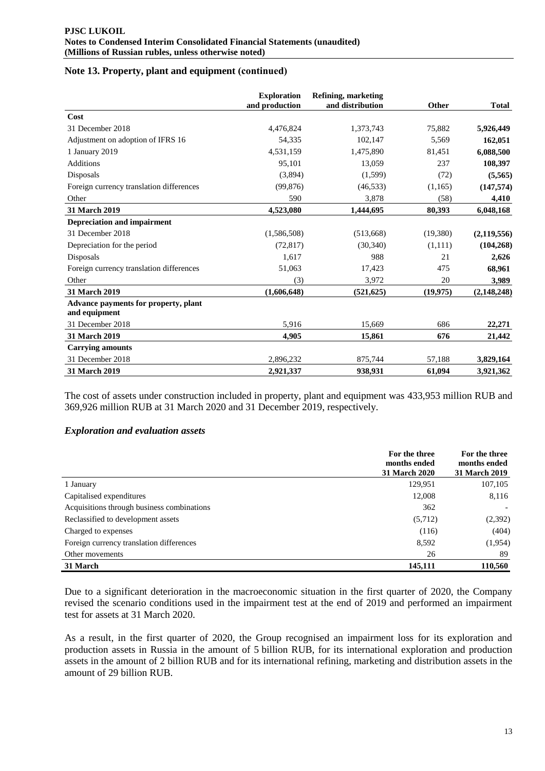## Note 13. Property, plant and equipment (continued)

| | Exploration and production | Refining, marketing and distribution | Other | Total |
|---|---|---|---|---|
| **Cost** | | | | |
| 31 December 2018 | 4,476,824 | 1,373,743 | 75,882 | **5,926,449** |
| Adjustment on adoption of IFRS 16 | 54,335 | 102,147 | 5,569 | **162,051** |
| 1 January 2019 | 4,531,159 | 1,475,890 | 81,451 | **6,088,500** |
| Additions | 95,101 | 13,059 | 237 | **108,397** |
| Disposals | (3,894) | (1,599) | (72) | **(5,565)** |
| Foreign currency translation differences | (99,876) | (46,533) | (1,165) | **(147,574)** |
| Other | 590 | 3,878 | (58) | **4,410** |
| **31 March 2019** | **4,523,080** | **1,444,695** | **80,393** | **6,048,168** |
| **Depreciation and impairment** | | | | |
| 31 December 2018 | (1,586,508) | (513,668) | (19,380) | **(2,119,556)** |
| Depreciation for the period | (72,817) | (30,340) | (1,111) | **(104,268)** |
| Disposals | 1,617 | 988 | 21 | **2,626** |
| Foreign currency translation differences | 51,063 | 17,423 | 475 | **68,961** |
| Other | (3) | 3,972 | 20 | **3,989** |
| **31 March 2019** | **(1,606,648)** | **(521,625)** | **(19,975)** | **(2,148,248)** |
| **Advance payments for property, plant and equipment** | | | | |
| 31 December 2018 | 5,916 | 15,669 | 686 | **22,271** |
| **31 March 2019** | **4,905** | **15,861** | **676** | **21,442** |
| **Carrying amounts** | | | | |
| 31 December 2018 | 2,896,232 | 875,744 | 57,188 | **3,829,164** |
| **31 March 2019** | **2,921,337** | **938,931** | **61,094** | **3,921,362** |

The cost of assets under construction included in property, plant and equipment was 433,953 million RUB and 369,926 million RUB at 31 March 2020 and 31 December 2019, respectively.

### *Exploration and evaluation assets*

| | For the three months ended 31 March 2020 | For the three months ended 31 March 2019 |
|---|---|---|
| 1 January | 129,951 | 107,105 |
| Capitalised expenditures | 12,008 | 8,116 |
| Acquisitions through business combinations | 362 | - |
| Reclassified to development assets | (5,712) | (2,392) |
| Charged to expenses | (116) | (404) |
| Foreign currency translation differences | 8,592 | (1,954) |
| Other movements | 26 | 89 |
| **31 March** | **145,111** | **110,560** |

Due to a significant deterioration in the macroeconomic situation in the first quarter of 2020, the Company revised the scenario conditions used in the impairment test at the end of 2019 and performed an impairment test for assets at 31 March 2020.

As a result, in the first quarter of 2020, the Group recognised an impairment loss for its exploration and production assets in Russia in the amount of 5 billion RUB, for its international exploration and production assets in the amount of 2 billion RUB and for its international refining, marketing and distribution assets in the amount of 29 billion RUB.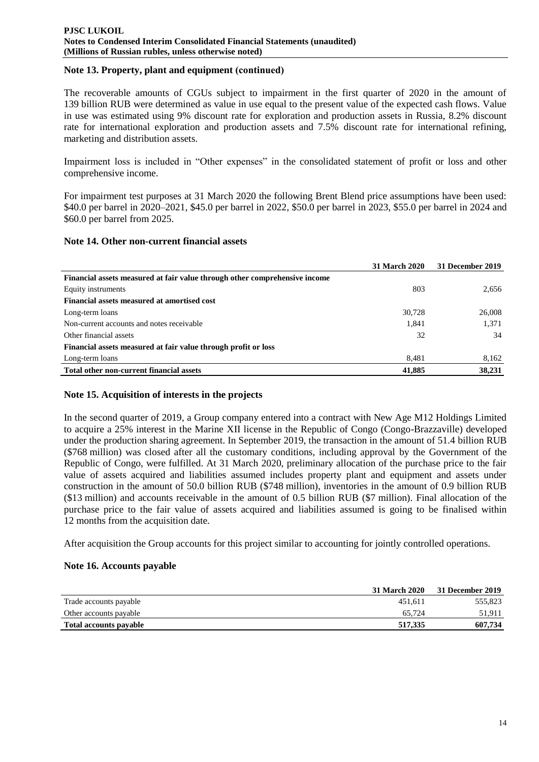## Note 13. Property, plant and equipment (continued)

The recoverable amounts of CGUs subject to impairment in the first quarter of 2020 in the amount of 139 billion RUB were determined as value in use equal to the present value of the expected cash flows. Value in use was estimated using 9% discount rate for exploration and production assets in Russia, 8.2% discount rate for international exploration and production assets and 7.5% discount rate for international refining, marketing and distribution assets.

Impairment loss is included in "Other expenses" in the consolidated statement of profit or loss and other comprehensive income.

For impairment test purposes at 31 March 2020 the following Brent Blend price assumptions have been used: \$40.0 per barrel in 2020–2021, \$45.0 per barrel in 2022, \$50.0 per barrel in 2023, \$55.0 per barrel in 2024 and \$60.0 per barrel from 2025.

## Note 14. Other non-current financial assets

| | 31 March 2020 | 31 December 2019 |
|---|---|---|
| **Financial assets measured at fair value through other comprehensive income** | | |
| Equity instruments | 803 | 2,656 |
| **Financial assets measured at amortised cost** | | |
| Long-term loans | 30,728 | 26,008 |
| Non-current accounts and notes receivable | 1,841 | 1,371 |
| Other financial assets | 32 | 34 |
| **Financial assets measured at fair value through profit or loss** | | |
| Long-term loans | 8,481 | 8,162 |
| **Total other non-current financial assets** | **41,885** | **38,231** |

## Note 15. Acquisition of interests in the projects

In the second quarter of 2019, a Group company entered into a contract with New Age M12 Holdings Limited to acquire a 25% interest in the Marine XII license in the Republic of Congo (Congo-Brazzaville) developed under the production sharing agreement. In September 2019, the transaction in the amount of 51.4 billion RUB (\$768 million) was closed after all the customary conditions, including approval by the Government of the Republic of Congo, were fulfilled. At 31 March 2020, preliminary allocation of the purchase price to the fair value of assets acquired and liabilities assumed includes property plant and equipment and assets under construction in the amount of 50.0 billion RUB (\$748 million), inventories in the amount of 0.9 billion RUB (\$13 million) and accounts receivable in the amount of 0.5 billion RUB (\$7 million). Final allocation of the purchase price to the fair value of assets acquired and liabilities assumed is going to be finalised within 12 months from the acquisition date.

After acquisition the Group accounts for this project similar to accounting for jointly controlled operations.

## Note 16. Accounts payable

| | 31 March 2020 | 31 December 2019 |
|---|---|---|
| Trade accounts payable | 451,611 | 555,823 |
| Other accounts payable | 65,724 | 51,911 |
| **Total accounts payable** | **517,335** | **607,734** |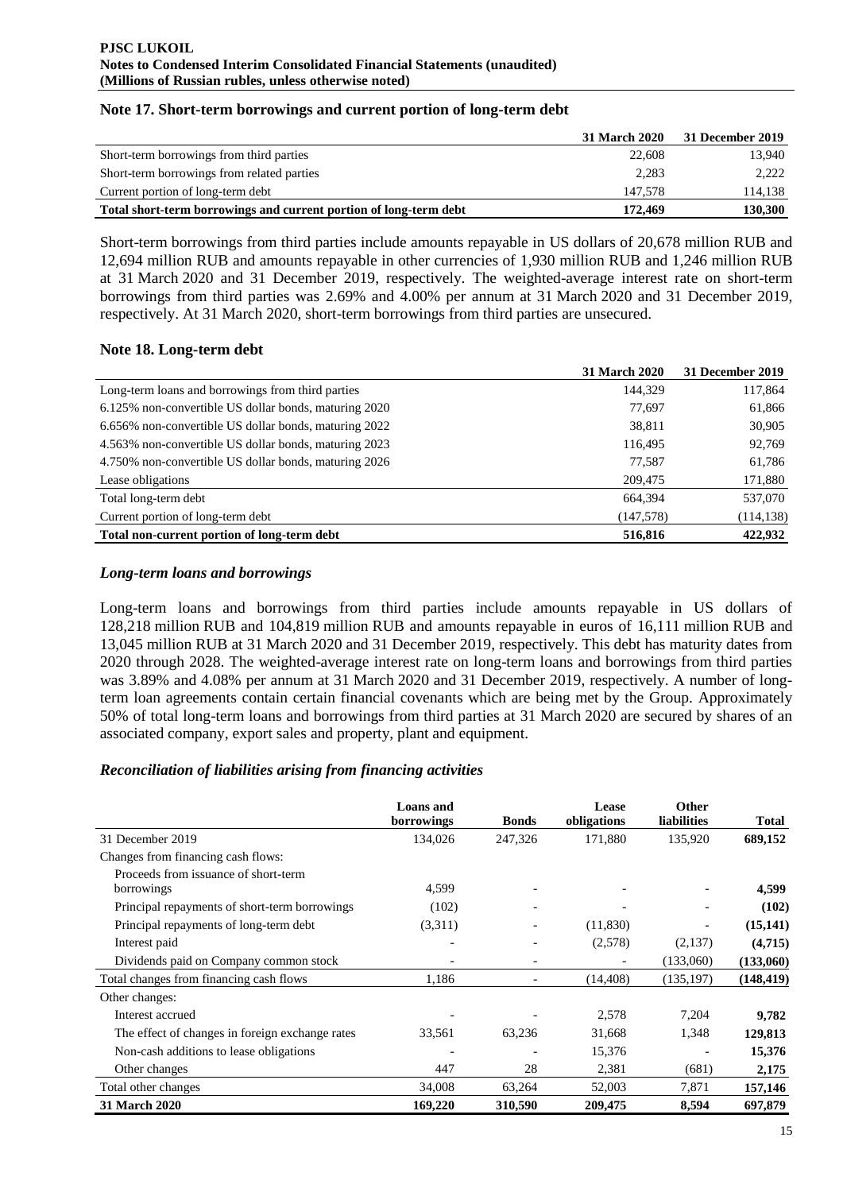## Note 17. Short-term borrowings and current portion of long-term debt

| | 31 March 2020 | 31 December 2019 |
|---|---|---|
| Short-term borrowings from third parties | 22,608 | 13,940 |
| Short-term borrowings from related parties | 2,283 | 2,222 |
| Current portion of long-term debt | 147,578 | 114,138 |
| **Total short-term borrowings and current portion of long-term debt** | **172,469** | **130,300** |

Short-term borrowings from third parties include amounts repayable in US dollars of 20,678 million RUB and 12,694 million RUB and amounts repayable in other currencies of 1,930 million RUB and 1,246 million RUB at 31 March 2020 and 31 December 2019, respectively. The weighted-average interest rate on short-term borrowings from third parties was 2.69% and 4.00% per annum at 31 March 2020 and 31 December 2019, respectively. At 31 March 2020, short-term borrowings from third parties are unsecured.

## Note 18. Long-term debt

| | 31 March 2020 | 31 December 2019 |
|---|---|---|
| Long-term loans and borrowings from third parties | 144,329 | 117,864 |
| 6.125% non-convertible US dollar bonds, maturing 2020 | 77,697 | 61,866 |
| 6.656% non-convertible US dollar bonds, maturing 2022 | 38,811 | 30,905 |
| 4.563% non-convertible US dollar bonds, maturing 2023 | 116,495 | 92,769 |
| 4.750% non-convertible US dollar bonds, maturing 2026 | 77,587 | 61,786 |
| Lease obligations | 209,475 | 171,880 |
| Total long-term debt | 664,394 | 537,070 |
| Current portion of long-term debt | (147,578) | (114,138) |
| **Total non-current portion of long-term debt** | **516,816** | **422,932** |

### *Long-term loans and borrowings*

Long-term loans and borrowings from third parties include amounts repayable in US dollars of 128,218 million RUB and 104,819 million RUB and amounts repayable in euros of 16,111 million RUB and 13,045 million RUB at 31 March 2020 and 31 December 2019, respectively. This debt has maturity dates from 2020 through 2028. The weighted-average interest rate on long-term loans and borrowings from third parties was 3.89% and 4.08% per annum at 31 March 2020 and 31 December 2019, respectively. A number of long-term loan agreements contain certain financial covenants which are being met by the Group. Approximately 50% of total long-term loans and borrowings from third parties at 31 March 2020 are secured by shares of an associated company, export sales and property, plant and equipment.

### *Reconciliation of liabilities arising from financing activities*

| | Loans and borrowings | Bonds | Lease obligations | Other liabilities | Total |
|---|---|---|---|---|---|
| 31 December 2019 | 134,026 | 247,326 | 171,880 | 135,920 | **689,152** |
| Changes from financing cash flows: | | | | | |
| Proceeds from issuance of short-term borrowings | 4,599 | - | - | - | **4,599** |
| Principal repayments of short-term borrowings | (102) | - | - | - | **(102)** |
| Principal repayments of long-term debt | (3,311) | - | (11,830) | - | **(15,141)** |
| Interest paid | - | - | (2,578) | (2,137) | **(4,715)** |
| Dividends paid on Company common stock | - | - | - | (133,060) | **(133,060)** |
| Total changes from financing cash flows | 1,186 | - | (14,408) | (135,197) | **(148,419)** |
| Other changes: | | | | | |
| Interest accrued | - | - | 2,578 | 7,204 | **9,782** |
| The effect of changes in foreign exchange rates | 33,561 | 63,236 | 31,668 | 1,348 | **129,813** |
| Non-cash additions to lease obligations | - | - | 15,376 | - | **15,376** |
| Other changes | 447 | 28 | 2,381 | (681) | **2,175** |
| Total other changes | 34,008 | 63,264 | 52,003 | 7,871 | **157,146** |
| **31 March 2020** | **169,220** | **310,590** | **209,475** | **8,594** | **697,879** |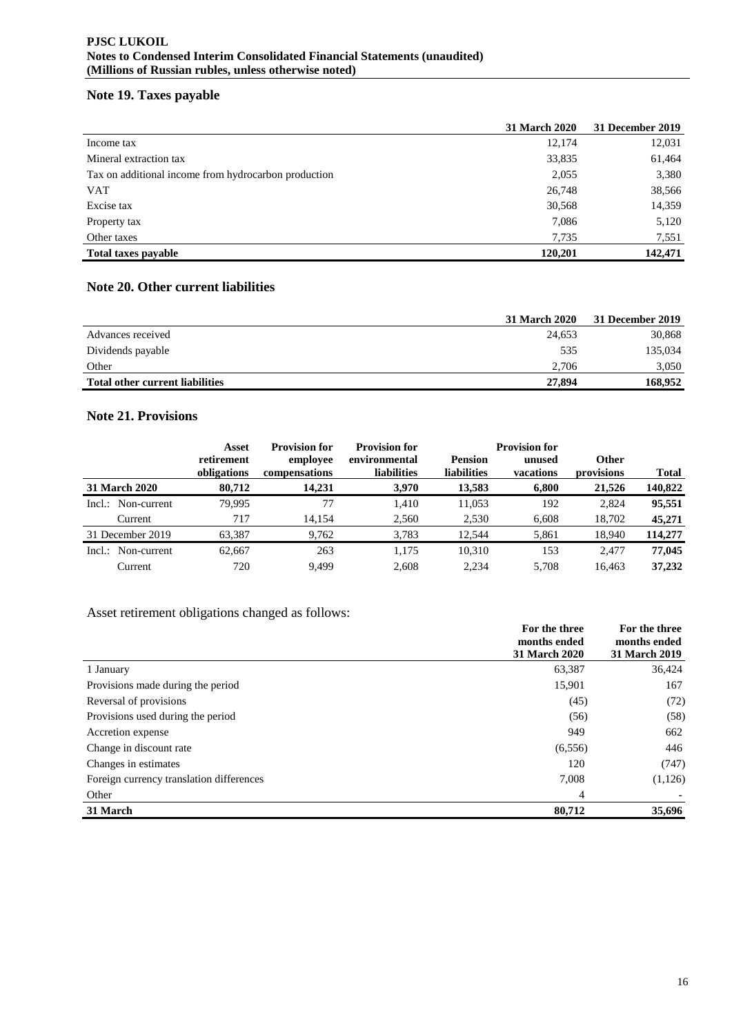## Note 19. Taxes payable

| | 31 March 2020 | 31 December 2019 |
|---|---|---|
| Income tax | 12,174 | 12,031 |
| Mineral extraction tax | 33,835 | 61,464 |
| Tax on additional income from hydrocarbon production | 2,055 | 3,380 |
| VAT | 26,748 | 38,566 |
| Excise tax | 30,568 | 14,359 |
| Property tax | 7,086 | 5,120 |
| Other taxes | 7,735 | 7,551 |
| **Total taxes payable** | **120,201** | **142,471** |

## Note 20. Other current liabilities

| | 31 March 2020 | 31 December 2019 |
|---|---|---|
| Advances received | 24,653 | 30,868 |
| Dividends payable | 535 | 135,034 |
| Other | 2,706 | 3,050 |
| **Total other current liabilities** | **27,894** | **168,952** |

## Note 21. Provisions

| | Asset retirement obligations | Provision for employee compensations | Provision for environmental liabilities | Pension liabilities | Provision for unused vacations | Other provisions | Total |
|---|---|---|---|---|---|---|---|
| **31 March 2020** | **80,712** | **14,231** | **3,970** | **13,583** | **6,800** | **21,526** | **140,822** |
| Incl.: Non-current | 79,995 | 77 | 1,410 | 11,053 | 192 | 2,824 | **95,551** |
| Current | 717 | 14,154 | 2,560 | 2,530 | 6,608 | 18,702 | **45,271** |
| 31 December 2019 | 63,387 | 9,762 | 3,783 | 12,544 | 5,861 | 18,940 | **114,277** |
| Incl.: Non-current | 62,667 | 263 | 1,175 | 10,310 | 153 | 2,477 | **77,045** |
| Current | 720 | 9,499 | 2,608 | 2,234 | 5,708 | 16,463 | **37,232** |

Asset retirement obligations changed as follows:

| | For the three months ended 31 March 2020 | For the three months ended 31 March 2019 |
|---|---|---|
| 1 January | 63,387 | 36,424 |
| Provisions made during the period | 15,901 | 167 |
| Reversal of provisions | (45) | (72) |
| Provisions used during the period | (56) | (58) |
| Accretion expense | 949 | 662 |
| Change in discount rate | (6,556) | 446 |
| Changes in estimates | 120 | (747) |
| Foreign currency translation differences | 7,008 | (1,126) |
| Other | 4 | - |
| **31 March** | **80,712** | **35,696** |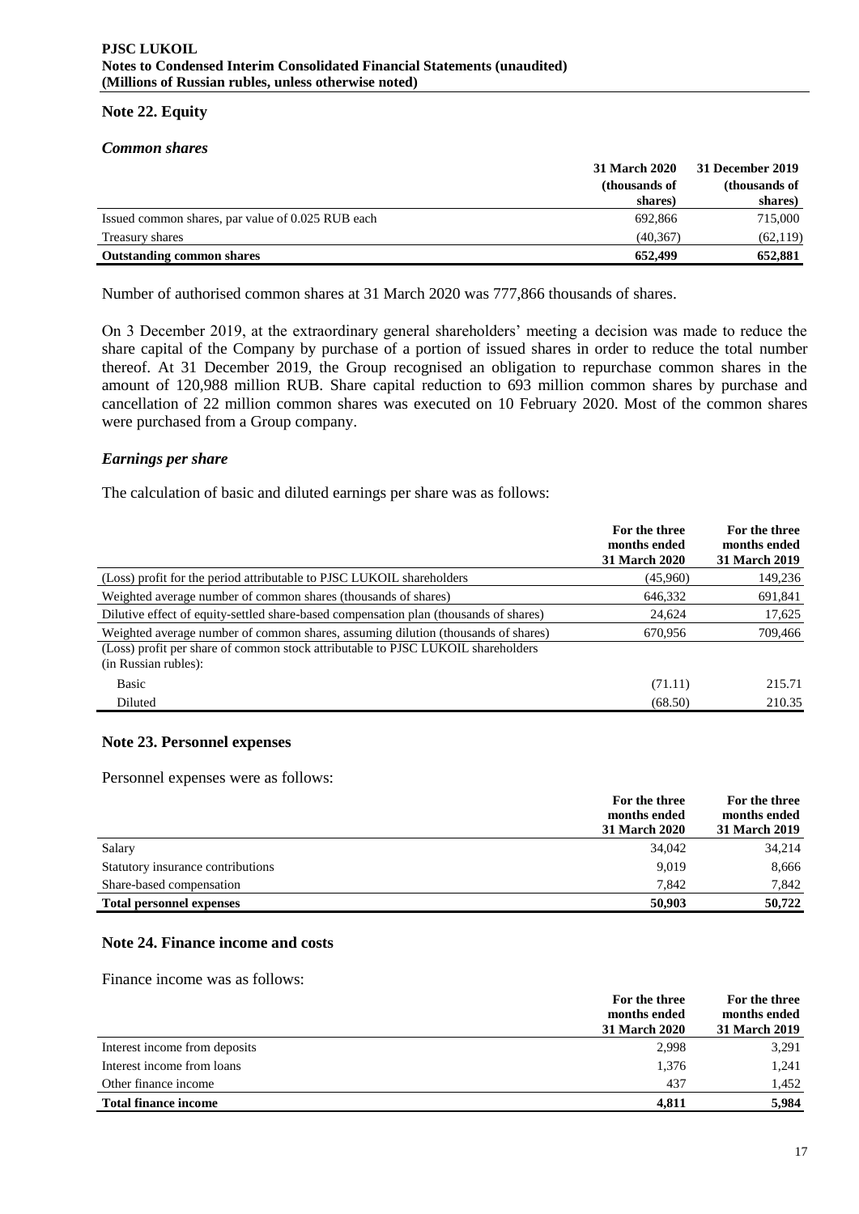## Note 22. Equity

### *Common shares*

| | 31 March 2020 (thousands of shares) | 31 December 2019 (thousands of shares) |
|---|---|---|
| Issued common shares, par value of 0.025 RUB each | 692,866 | 715,000 |
| Treasury shares | (40,367) | (62,119) |
| **Outstanding common shares** | **652,499** | **652,881** |

Number of authorised common shares at 31 March 2020 was 777,866 thousands of shares.

On 3 December 2019, at the extraordinary general shareholders' meeting a decision was made to reduce the share capital of the Company by purchase of a portion of issued shares in order to reduce the total number thereof. At 31 December 2019, the Group recognised an obligation to repurchase common shares in the amount of 120,988 million RUB. Share capital reduction to 693 million common shares by purchase and cancellation of 22 million common shares was executed on 10 February 2020. Most of the common shares were purchased from a Group company.

### *Earnings per share*

The calculation of basic and diluted earnings per share was as follows:

| | For the three months ended 31 March 2020 | For the three months ended 31 March 2019 |
|---|---|---|
| (Loss) profit for the period attributable to PJSC LUKOIL shareholders | (45,960) | 149,236 |
| Weighted average number of common shares (thousands of shares) | 646,332 | 691,841 |
| Dilutive effect of equity-settled share-based compensation plan (thousands of shares) | 24,624 | 17,625 |
| Weighted average number of common shares, assuming dilution (thousands of shares) | 670,956 | 709,466 |
| (Loss) profit per share of common stock attributable to PJSC LUKOIL shareholders (in Russian rubles): | | |
| Basic | (71.11) | 215.71 |
| Diluted | (68.50) | 210.35 |

## Note 23. Personnel expenses

Personnel expenses were as follows:

| | For the three months ended 31 March 2020 | For the three months ended 31 March 2019 |
|---|---|---|
| Salary | 34,042 | 34,214 |
| Statutory insurance contributions | 9,019 | 8,666 |
| Share-based compensation | 7,842 | 7,842 |
| **Total personnel expenses** | **50,903** | **50,722** |

## Note 24. Finance income and costs

Finance income was as follows:

| | For the three months ended 31 March 2020 | For the three months ended 31 March 2019 |
|---|---|---|
| Interest income from deposits | 2,998 | 3,291 |
| Interest income from loans | 1,376 | 1,241 |
| Other finance income | 437 | 1,452 |
| **Total finance income** | **4,811** | **5,984** |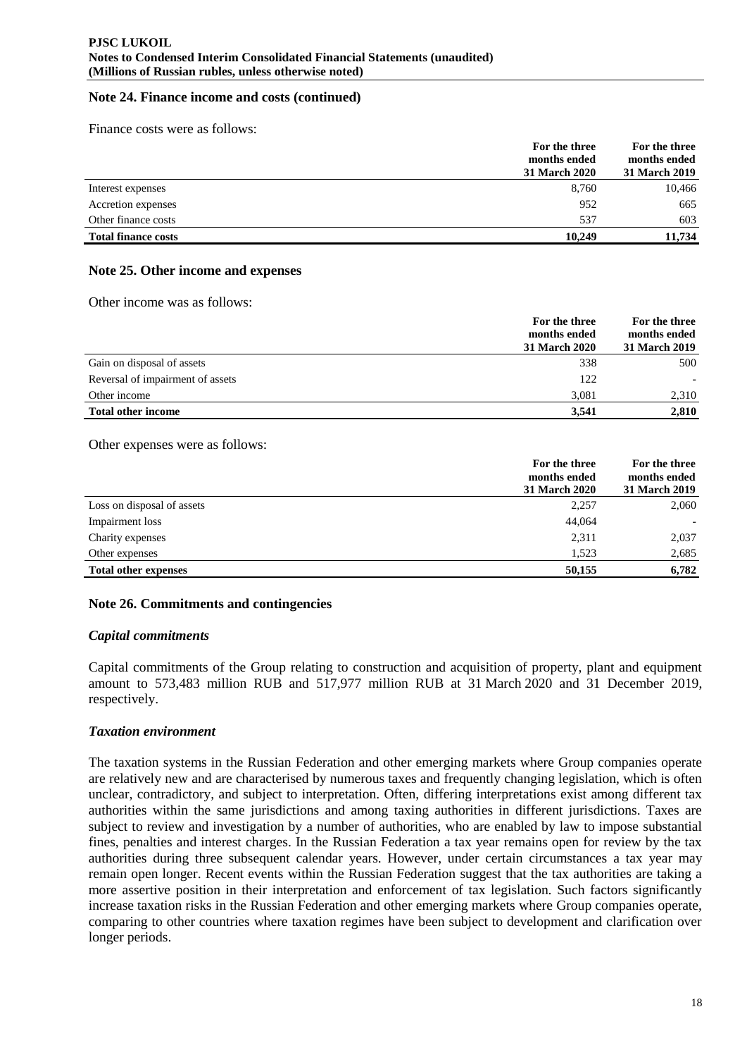## Note 24. Finance income and costs (continued)

Finance costs were as follows:

| | For the three months ended 31 March 2020 | For the three months ended 31 March 2019 |
|---|---|---|
| Interest expenses | 8,760 | 10,466 |
| Accretion expenses | 952 | 665 |
| Other finance costs | 537 | 603 |
| **Total finance costs** | **10,249** | **11,734** |

## Note 25. Other income and expenses

Other income was as follows:

| | For the three months ended 31 March 2020 | For the three months ended 31 March 2019 |
|---|---|---|
| Gain on disposal of assets | 338 | 500 |
| Reversal of impairment of assets | 122 | - |
| Other income | 3,081 | 2,310 |
| **Total other income** | **3,541** | **2,810** |

Other expenses were as follows:

| | For the three months ended 31 March 2020 | For the three months ended 31 March 2019 |
|---|---|---|
| Loss on disposal of assets | 2,257 | 2,060 |
| Impairment loss | 44,064 | - |
| Charity expenses | 2,311 | 2,037 |
| Other expenses | 1,523 | 2,685 |
| **Total other expenses** | **50,155** | **6,782** |

## Note 26. Commitments and contingencies

### *Capital commitments*

Capital commitments of the Group relating to construction and acquisition of property, plant and equipment amount to 573,483 million RUB and 517,977 million RUB at 31 March 2020 and 31 December 2019, respectively.

### *Taxation environment*

The taxation systems in the Russian Federation and other emerging markets where Group companies operate are relatively new and are characterised by numerous taxes and frequently changing legislation, which is often unclear, contradictory, and subject to interpretation. Often, differing interpretations exist among different tax authorities within the same jurisdictions and among taxing authorities in different jurisdictions. Taxes are subject to review and investigation by a number of authorities, who are enabled by law to impose substantial fines, penalties and interest charges. In the Russian Federation a tax year remains open for review by the tax authorities during three subsequent calendar years. However, under certain circumstances a tax year may remain open longer. Recent events within the Russian Federation suggest that the tax authorities are taking a more assertive position in their interpretation and enforcement of tax legislation. Such factors significantly increase taxation risks in the Russian Federation and other emerging markets where Group companies operate, comparing to other countries where taxation regimes have been subject to development and clarification over longer periods.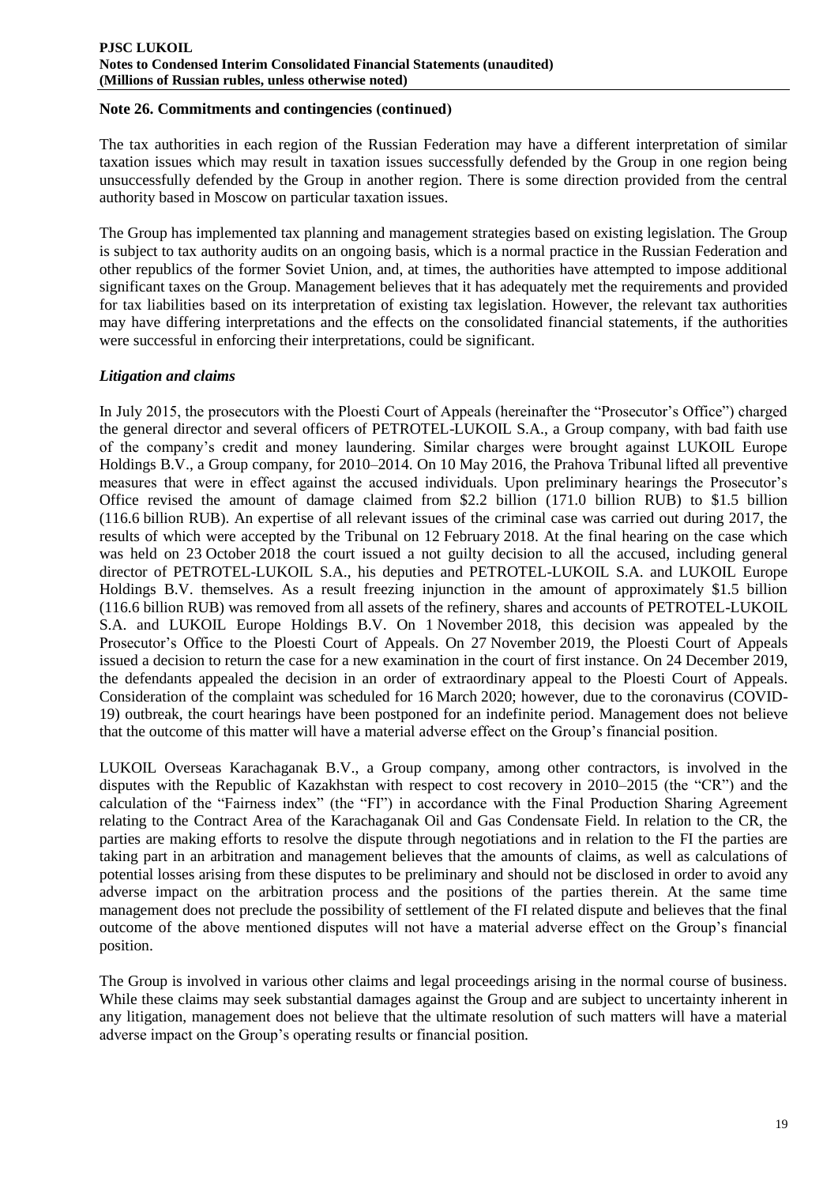### Note 26. Commitments and contingencies (continued)

The tax authorities in each region of the Russian Federation may have a different interpretation of similar taxation issues which may result in taxation issues successfully defended by the Group in one region being unsuccessfully defended by the Group in another region. There is some direction provided from the central authority based in Moscow on particular taxation issues.

The Group has implemented tax planning and management strategies based on existing legislation. The Group is subject to tax authority audits on an ongoing basis, which is a normal practice in the Russian Federation and other republics of the former Soviet Union, and, at times, the authorities have attempted to impose additional significant taxes on the Group. Management believes that it has adequately met the requirements and provided for tax liabilities based on its interpretation of existing tax legislation. However, the relevant tax authorities may have differing interpretations and the effects on the consolidated financial statements, if the authorities were successful in enforcing their interpretations, could be significant.

#### *Litigation and claims*

In July 2015, the prosecutors with the Ploesti Court of Appeals (hereinafter the "Prosecutor's Office") charged the general director and several officers of PETROTEL-LUKOIL S.A., a Group company, with bad faith use of the company's credit and money laundering. Similar charges were brought against LUKOIL Europe Holdings B.V., a Group company, for 2010–2014. On 10 May 2016, the Prahova Tribunal lifted all preventive measures that were in effect against the accused individuals. Upon preliminary hearings the Prosecutor's Office revised the amount of damage claimed from \$2.2 billion (171.0 billion RUB) to \$1.5 billion (116.6 billion RUB). An expertise of all relevant issues of the criminal case was carried out during 2017, the results of which were accepted by the Tribunal on 12 February 2018. At the final hearing on the case which was held on 23 October 2018 the court issued a not guilty decision to all the accused, including general director of PETROTEL-LUKOIL S.A., his deputies and PETROTEL-LUKOIL S.A. and LUKOIL Europe Holdings B.V. themselves. As a result freezing injunction in the amount of approximately \$1.5 billion (116.6 billion RUB) was removed from all assets of the refinery, shares and accounts of PETROTEL-LUKOIL S.A. and LUKOIL Europe Holdings B.V. On 1 November 2018, this decision was appealed by the Prosecutor's Office to the Ploesti Court of Appeals. On 27 November 2019, the Ploesti Court of Appeals issued a decision to return the case for a new examination in the court of first instance. On 24 December 2019, the defendants appealed the decision in an order of extraordinary appeal to the Ploesti Court of Appeals. Consideration of the complaint was scheduled for 16 March 2020; however, due to the coronavirus (COVID-19) outbreak, the court hearings have been postponed for an indefinite period. Management does not believe that the outcome of this matter will have a material adverse effect on the Group's financial position.

LUKOIL Overseas Karachaganak B.V., a Group company, among other contractors, is involved in the disputes with the Republic of Kazakhstan with respect to cost recovery in 2010–2015 (the "CR") and the calculation of the "Fairness index" (the "FI") in accordance with the Final Production Sharing Agreement relating to the Contract Area of the Karachaganak Oil and Gas Condensate Field. In relation to the CR, the parties are making efforts to resolve the dispute through negotiations and in relation to the FI the parties are taking part in an arbitration and management believes that the amounts of claims, as well as calculations of potential losses arising from these disputes to be preliminary and should not be disclosed in order to avoid any adverse impact on the arbitration process and the positions of the parties therein. At the same time management does not preclude the possibility of settlement of the FI related dispute and believes that the final outcome of the above mentioned disputes will not have a material adverse effect on the Group's financial position.

The Group is involved in various other claims and legal proceedings arising in the normal course of business. While these claims may seek substantial damages against the Group and are subject to uncertainty inherent in any litigation, management does not believe that the ultimate resolution of such matters will have a material adverse impact on the Group's operating results or financial position.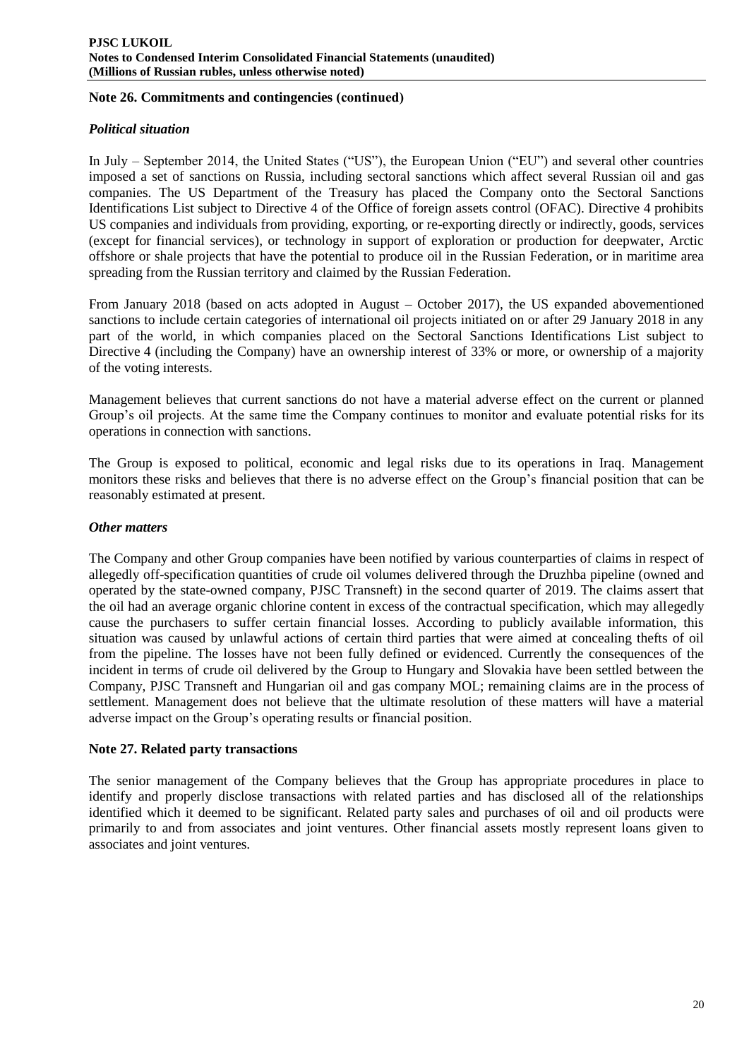## Note 26. Commitments and contingencies (continued)

### *Political situation*

In July – September 2014, the United States ("US"), the European Union ("EU") and several other countries imposed a set of sanctions on Russia, including sectoral sanctions which affect several Russian oil and gas companies. The US Department of the Treasury has placed the Company onto the Sectoral Sanctions Identifications List subject to Directive 4 of the Office of foreign assets control (OFAC). Directive 4 prohibits US companies and individuals from providing, exporting, or re-exporting directly or indirectly, goods, services (except for financial services), or technology in support of exploration or production for deepwater, Arctic offshore or shale projects that have the potential to produce oil in the Russian Federation, or in maritime area spreading from the Russian territory and claimed by the Russian Federation.

From January 2018 (based on acts adopted in August – October 2017), the US expanded abovementioned sanctions to include certain categories of international oil projects initiated on or after 29 January 2018 in any part of the world, in which companies placed on the Sectoral Sanctions Identifications List subject to Directive 4 (including the Company) have an ownership interest of 33% or more, or ownership of a majority of the voting interests.

Management believes that current sanctions do not have a material adverse effect on the current or planned Group's oil projects. At the same time the Company continues to monitor and evaluate potential risks for its operations in connection with sanctions.

The Group is exposed to political, economic and legal risks due to its operations in Iraq. Management monitors these risks and believes that there is no adverse effect on the Group's financial position that can be reasonably estimated at present.

### *Other matters*

The Company and other Group companies have been notified by various counterparties of claims in respect of allegedly off-specification quantities of crude oil volumes delivered through the Druzhba pipeline (owned and operated by the state-owned company, PJSC Transneft) in the second quarter of 2019. The claims assert that the oil had an average organic chlorine content in excess of the contractual specification, which may allegedly cause the purchasers to suffer certain financial losses. According to publicly available information, this situation was caused by unlawful actions of certain third parties that were aimed at concealing thefts of oil from the pipeline. The losses have not been fully defined or evidenced. Currently the consequences of the incident in terms of crude oil delivered by the Group to Hungary and Slovakia have been settled between the Company, PJSC Transneft and Hungarian oil and gas company MOL; remaining claims are in the process of settlement. Management does not believe that the ultimate resolution of these matters will have a material adverse impact on the Group's operating results or financial position.

## Note 27. Related party transactions

The senior management of the Company believes that the Group has appropriate procedures in place to identify and properly disclose transactions with related parties and has disclosed all of the relationships identified which it deemed to be significant. Related party sales and purchases of oil and oil products were primarily to and from associates and joint ventures. Other financial assets mostly represent loans given to associates and joint ventures.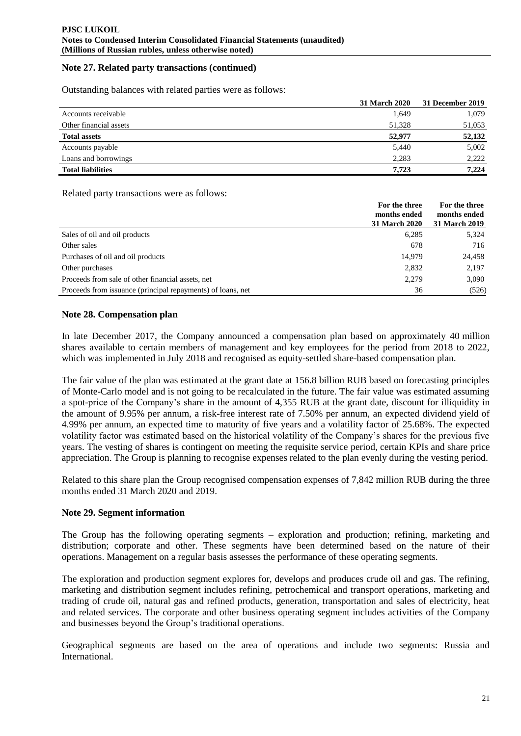## Note 27. Related party transactions (continued)

Outstanding balances with related parties were as follows:

| | 31 March 2020 | 31 December 2019 |
|---|---|---|
| Accounts receivable | 1,649 | 1,079 |
| Other financial assets | 51,328 | 51,053 |
| **Total assets** | **52,977** | **52,132** |
| Accounts payable | 5,440 | 5,002 |
| Loans and borrowings | 2,283 | 2,222 |
| **Total liabilities** | **7,723** | **7,224** |

Related party transactions were as follows:

| | For the three months ended 31 March 2020 | For the three months ended 31 March 2019 |
|---|---|---|
| Sales of oil and oil products | 6,285 | 5,324 |
| Other sales | 678 | 716 |
| Purchases of oil and oil products | 14,979 | 24,458 |
| Other purchases | 2,832 | 2,197 |
| Proceeds from sale of other financial assets, net | 2,279 | 3,090 |
| Proceeds from issuance (principal repayments) of loans, net | 36 | (526) |

## Note 28. Compensation plan

In late December 2017, the Company announced a compensation plan based on approximately 40 million shares available to certain members of management and key employees for the period from 2018 to 2022, which was implemented in July 2018 and recognised as equity-settled share-based compensation plan.

The fair value of the plan was estimated at the grant date at 156.8 billion RUB based on forecasting principles of Monte-Carlo model and is not going to be recalculated in the future. The fair value was estimated assuming a spot-price of the Company's share in the amount of 4,355 RUB at the grant date, discount for illiquidity in the amount of 9.95% per annum, a risk-free interest rate of 7.50% per annum, an expected dividend yield of 4.99% per annum, an expected time to maturity of five years and a volatility factor of 25.68%. The expected volatility factor was estimated based on the historical volatility of the Company's shares for the previous five years. The vesting of shares is contingent on meeting the requisite service period, certain KPIs and share price appreciation. The Group is planning to recognise expenses related to the plan evenly during the vesting period.

Related to this share plan the Group recognised compensation expenses of 7,842 million RUB during the three months ended 31 March 2020 and 2019.

## Note 29. Segment information

The Group has the following operating segments – exploration and production; refining, marketing and distribution; corporate and other. These segments have been determined based on the nature of their operations. Management on a regular basis assesses the performance of these operating segments.

The exploration and production segment explores for, develops and produces crude oil and gas. The refining, marketing and distribution segment includes refining, petrochemical and transport operations, marketing and trading of crude oil, natural gas and refined products, generation, transportation and sales of electricity, heat and related services. The corporate and other business operating segment includes activities of the Company and businesses beyond the Group's traditional operations.

Geographical segments are based on the area of operations and include two segments: Russia and International.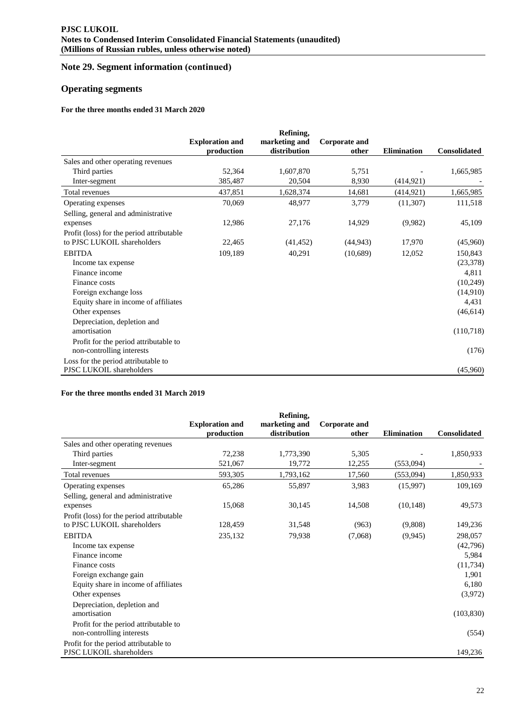## Note 29. Segment information (continued)

## Operating segments

### For the three months ended 31 March 2020

| | Exploration and production | Refining, marketing and distribution | Corporate and other | Elimination | Consolidated |
|---|---|---|---|---|---|
| Sales and other operating revenues | | | | | |
| Third parties | 52,364 | 1,607,870 | 5,751 | - | 1,665,985 |
| Inter-segment | 385,487 | 20,504 | 8,930 | (414,921) | - |
| Total revenues | 437,851 | 1,628,374 | 14,681 | (414,921) | 1,665,985 |
| Operating expenses | 70,069 | 48,977 | 3,779 | (11,307) | 111,518 |
| Selling, general and administrative expenses | 12,986 | 27,176 | 14,929 | (9,982) | 45,109 |
| Profit (loss) for the period attributable to PJSC LUKOIL shareholders | 22,465 | (41,452) | (44,943) | 17,970 | (45,960) |
| EBITDA | 109,189 | 40,291 | (10,689) | 12,052 | 150,843 |
| Income tax expense | | | | | (23,378) |
| Finance income | | | | | 4,811 |
| Finance costs | | | | | (10,249) |
| Foreign exchange loss | | | | | (14,910) |
| Equity share in income of affiliates | | | | | 4,431 |
| Other expenses | | | | | (46,614) |
| Depreciation, depletion and amortisation | | | | | (110,718) |
| Profit for the period attributable to non-controlling interests | | | | | (176) |
| Loss for the period attributable to PJSC LUKOIL shareholders | | | | | (45,960) |

### For the three months ended 31 March 2019

| | Exploration and production | Refining, marketing and distribution | Corporate and other | Elimination | Consolidated |
|---|---|---|---|---|---|
| Sales and other operating revenues | | | | | |
| Third parties | 72,238 | 1,773,390 | 5,305 | - | 1,850,933 |
| Inter-segment | 521,067 | 19,772 | 12,255 | (553,094) | - |
| Total revenues | 593,305 | 1,793,162 | 17,560 | (553,094) | 1,850,933 |
| Operating expenses | 65,286 | 55,897 | 3,983 | (15,997) | 109,169 |
| Selling, general and administrative expenses | 15,068 | 30,145 | 14,508 | (10,148) | 49,573 |
| Profit (loss) for the period attributable to PJSC LUKOIL shareholders | 128,459 | 31,548 | (963) | (9,808) | 149,236 |
| EBITDA | 235,132 | 79,938 | (7,068) | (9,945) | 298,057 |
| Income tax expense | | | | | (42,796) |
| Finance income | | | | | 5,984 |
| Finance costs | | | | | (11,734) |
| Foreign exchange gain | | | | | 1,901 |
| Equity share in income of affiliates | | | | | 6,180 |
| Other expenses | | | | | (3,972) |
| Depreciation, depletion and amortisation | | | | | (103,830) |
| Profit for the period attributable to non-controlling interests | | | | | (554) |
| Profit for the period attributable to PJSC LUKOIL shareholders | | | | | 149,236 |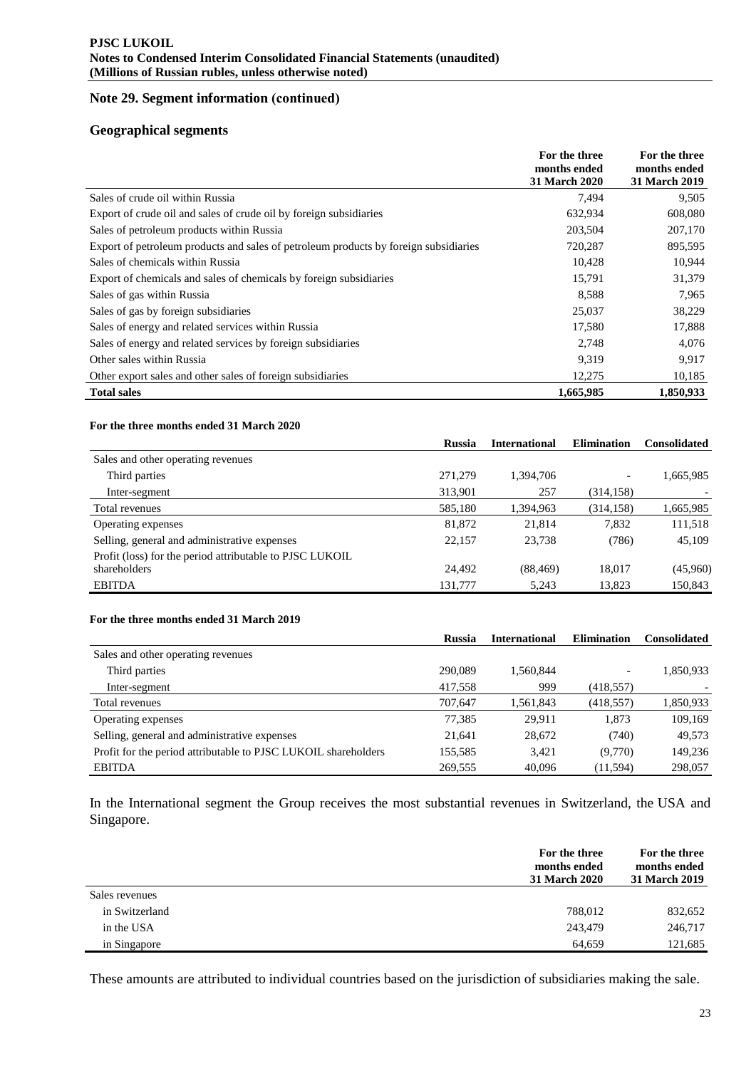## Note 29. Segment information (continued)

### Geographical segments

| | For the three months ended 31 March 2020 | For the three months ended 31 March 2019 |
|---|---|---|
| Sales of crude oil within Russia | 7,494 | 9,505 |
| Export of crude oil and sales of crude oil by foreign subsidiaries | 632,934 | 608,080 |
| Sales of petroleum products within Russia | 203,504 | 207,170 |
| Export of petroleum products and sales of petroleum products by foreign subsidiaries | 720,287 | 895,595 |
| Sales of chemicals within Russia | 10,428 | 10,944 |
| Export of chemicals and sales of chemicals by foreign subsidiaries | 15,791 | 31,379 |
| Sales of gas within Russia | 8,588 | 7,965 |
| Sales of gas by foreign subsidiaries | 25,037 | 38,229 |
| Sales of energy and related services within Russia | 17,580 | 17,888 |
| Sales of energy and related services by foreign subsidiaries | 2,748 | 4,076 |
| Other sales within Russia | 9,319 | 9,917 |
| Other export sales and other sales of foreign subsidiaries | 12,275 | 10,185 |
| **Total sales** | **1,665,985** | **1,850,933** |

**For the three months ended 31 March 2020**

| | Russia | International | Elimination | Consolidated |
|---|---|---|---|---|
| Sales and other operating revenues | | | | |
| Third parties | 271,279 | 1,394,706 | - | 1,665,985 |
| Inter-segment | 313,901 | 257 | (314,158) | - |
| Total revenues | 585,180 | 1,394,963 | (314,158) | 1,665,985 |
| Operating expenses | 81,872 | 21,814 | 7,832 | 111,518 |
| Selling, general and administrative expenses | 22,157 | 23,738 | (786) | 45,109 |
| Profit (loss) for the period attributable to PJSC LUKOIL shareholders | 24,492 | (88,469) | 18,017 | (45,960) |
| EBITDA | 131,777 | 5,243 | 13,823 | 150,843 |

**For the three months ended 31 March 2019**

| | Russia | International | Elimination | Consolidated |
|---|---|---|---|---|
| Sales and other operating revenues | | | | |
| Third parties | 290,089 | 1,560,844 | - | 1,850,933 |
| Inter-segment | 417,558 | 999 | (418,557) | - |
| Total revenues | 707,647 | 1,561,843 | (418,557) | 1,850,933 |
| Operating expenses | 77,385 | 29,911 | 1,873 | 109,169 |
| Selling, general and administrative expenses | 21,641 | 28,672 | (740) | 49,573 |
| Profit for the period attributable to PJSC LUKOIL shareholders | 155,585 | 3,421 | (9,770) | 149,236 |
| EBITDA | 269,555 | 40,096 | (11,594) | 298,057 |

In the International segment the Group receives the most substantial revenues in Switzerland, the USA and Singapore.

| | For the three months ended 31 March 2020 | For the three months ended 31 March 2019 |
|---|---|---|
| Sales revenues | | |
| in Switzerland | 788,012 | 832,652 |
| in the USA | 243,479 | 246,717 |
| in Singapore | 64,659 | 121,685 |

These amounts are attributed to individual countries based on the jurisdiction of subsidiaries making the sale.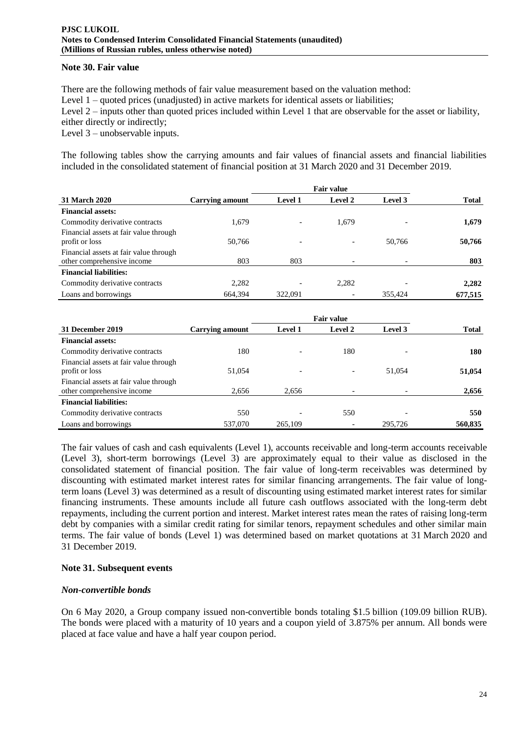## Note 30. Fair value

There are the following methods of fair value measurement based on the valuation method:
Level 1 – quoted prices (unadjusted) in active markets for identical assets or liabilities;
Level 2 – inputs other than quoted prices included within Level 1 that are observable for the asset or liability, either directly or indirectly;
Level 3 – unobservable inputs.

The following tables show the carrying amounts and fair values of financial assets and financial liabilities included in the consolidated statement of financial position at 31 March 2020 and 31 December 2019.

| | | Fair value | | | |
|---|---|---|---|---|---|
| **31 March 2020** | **Carrying amount** | **Level 1** | **Level 2** | **Level 3** | **Total** |
| **Financial assets:** | | | | | |
| Commodity derivative contracts | 1,679 | - | 1,679 | - | **1,679** |
| Financial assets at fair value through profit or loss | 50,766 | - | - | 50,766 | **50,766** |
| Financial assets at fair value through other comprehensive income | 803 | 803 | - | - | **803** |
| **Financial liabilities:** | | | | | |
| Commodity derivative contracts | 2,282 | - | 2,282 | - | **2,282** |
| Loans and borrowings | 664,394 | 322,091 | - | 355,424 | **677,515** |

| | | Fair value | | | |
|---|---|---|---|---|---|
| **31 December 2019** | **Carrying amount** | **Level 1** | **Level 2** | **Level 3** | **Total** |
| **Financial assets:** | | | | | |
| Commodity derivative contracts | 180 | - | 180 | - | **180** |
| Financial assets at fair value through profit or loss | 51,054 | - | - | 51,054 | **51,054** |
| Financial assets at fair value through other comprehensive income | 2,656 | 2,656 | - | - | **2,656** |
| **Financial liabilities:** | | | | | |
| Commodity derivative contracts | 550 | - | 550 | - | **550** |
| Loans and borrowings | 537,070 | 265,109 | - | 295,726 | **560,835** |

The fair values of cash and cash equivalents (Level 1), accounts receivable and long-term accounts receivable (Level 3), short-term borrowings (Level 3) are approximately equal to their value as disclosed in the consolidated statement of financial position. The fair value of long-term receivables was determined by discounting with estimated market interest rates for similar financing arrangements. The fair value of long-term loans (Level 3) was determined as a result of discounting using estimated market interest rates for similar financing instruments. These amounts include all future cash outflows associated with the long-term debt repayments, including the current portion and interest. Market interest rates mean the rates of raising long-term debt by companies with a similar credit rating for similar tenors, repayment schedules and other similar main terms. The fair value of bonds (Level 1) was determined based on market quotations at 31 March 2020 and 31 December 2019.

## Note 31. Subsequent events

### *Non-convertible bonds*

On 6 May 2020, a Group company issued non-convertible bonds totaling \$1.5 billion (109.09 billion RUB). The bonds were placed with a maturity of 10 years and a coupon yield of 3.875% per annum. All bonds were placed at face value and have a half year coupon period.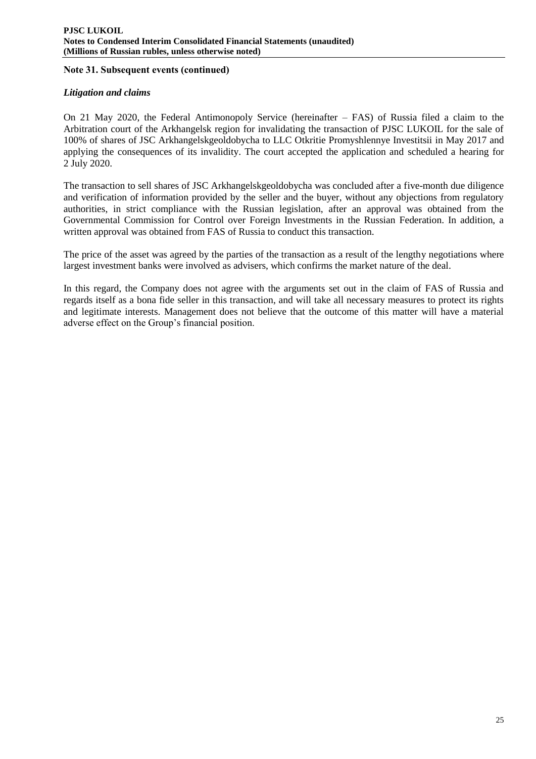## Note 31. Subsequent events (continued)

### *Litigation and claims*

On 21 May 2020, the Federal Antimonopoly Service (hereinafter – FAS) of Russia filed a claim to the Arbitration court of the Arkhangelsk region for invalidating the transaction of PJSC LUKOIL for the sale of 100% of shares of JSC Arkhangelskgeoldobycha to LLC Otkritie Promyshlennye Investitsii in May 2017 and applying the consequences of its invalidity. The court accepted the application and scheduled a hearing for 2 July 2020.

The transaction to sell shares of JSC Arkhangelskgeoldobycha was concluded after a five-month due diligence and verification of information provided by the seller and the buyer, without any objections from regulatory authorities, in strict compliance with the Russian legislation, after an approval was obtained from the Governmental Commission for Control over Foreign Investments in the Russian Federation. In addition, a written approval was obtained from FAS of Russia to conduct this transaction.

The price of the asset was agreed by the parties of the transaction as a result of the lengthy negotiations where largest investment banks were involved as advisers, which confirms the market nature of the deal.

In this regard, the Company does not agree with the arguments set out in the claim of FAS of Russia and regards itself as a bona fide seller in this transaction, and will take all necessary measures to protect its rights and legitimate interests. Management does not believe that the outcome of this matter will have a material adverse effect on the Group's financial position.